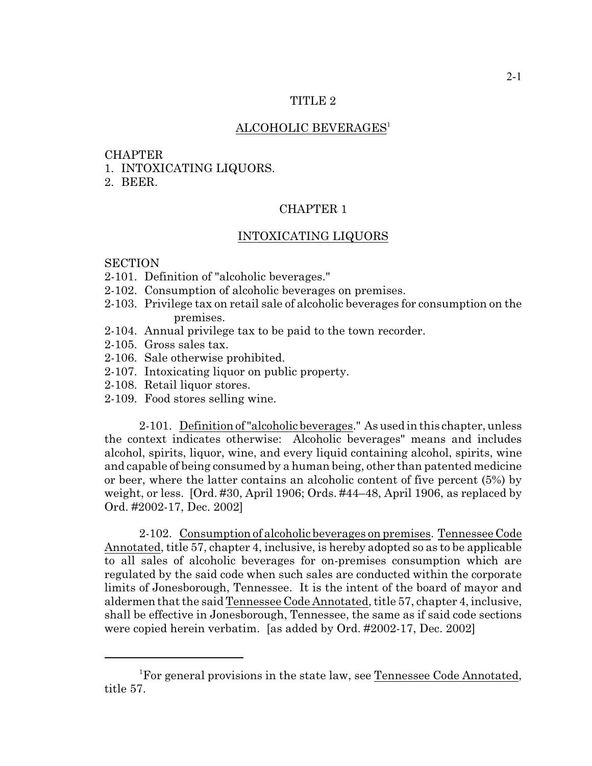# TITLE 2

## ALCOHOLIC BEVERAGES[1]

CHAPTER
1. INTOXICATING LIQUORS.
2. BEER.

## CHAPTER 1

## INTOXICATING LIQUORS

SECTION
- 2-101. Definition of "alcoholic beverages."
- 2-102. Consumption of alcoholic beverages on premises.
- 2-103. Privilege tax on retail sale of alcoholic beverages for consumption on the premises.
- 2-104. Annual privilege tax to be paid to the town recorder.
- 2-105. Gross sales tax.
- 2-106. Sale otherwise prohibited.
- 2-107. Intoxicating liquor on public property.
- 2-108. Retail liquor stores.
- 2-109. Food stores selling wine.

2-101. Definition of "alcoholic beverages." As used in this chapter, unless the context indicates otherwise: Alcoholic beverages" means and includes alcohol, spirits, liquor, wine, and every liquid containing alcohol, spirits, wine and capable of being consumed by a human being, other than patented medicine or beer, where the latter contains an alcoholic content of five percent (5%) by weight, or less. [Ord. #30, April 1906; Ords. #44–48, April 1906, as replaced by Ord. #2002-17, Dec. 2002]

2-102. Consumption of alcoholic beverages on premises. Tennessee Code Annotated, title 57, chapter 4, inclusive, is hereby adopted so as to be applicable to all sales of alcoholic beverages for on-premises consumption which are regulated by the said code when such sales are conducted within the corporate limits of Jonesborough, Tennessee. It is the intent of the board of mayor and aldermen that the said Tennessee Code Annotated, title 57, chapter 4, inclusive, shall be effective in Jonesborough, Tennessee, the same as if said code sections were copied herein verbatim. [as added by Ord. #2002-17, Dec. 2002]

---

[1] For general provisions in the state law, see Tennessee Code Annotated, title 57.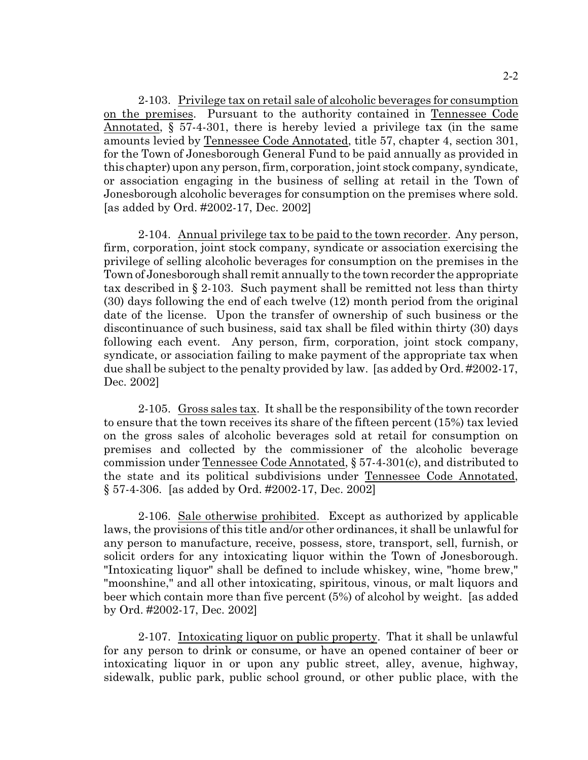2-103. Privilege tax on retail sale of alcoholic beverages for consumption on the premises. Pursuant to the authority contained in Tennessee Code Annotated, § 57-4-301, there is hereby levied a privilege tax (in the same amounts levied by Tennessee Code Annotated, title 57, chapter 4, section 301, for the Town of Jonesborough General Fund to be paid annually as provided in this chapter) upon any person, firm, corporation, joint stock company, syndicate, or association engaging in the business of selling at retail in the Town of Jonesborough alcoholic beverages for consumption on the premises where sold. [as added by Ord. #2002-17, Dec. 2002]

2-104. Annual privilege tax to be paid to the town recorder. Any person, firm, corporation, joint stock company, syndicate or association exercising the privilege of selling alcoholic beverages for consumption on the premises in the Town of Jonesborough shall remit annually to the town recorder the appropriate tax described in § 2-103. Such payment shall be remitted not less than thirty (30) days following the end of each twelve (12) month period from the original date of the license. Upon the transfer of ownership of such business or the discontinuance of such business, said tax shall be filed within thirty (30) days following each event. Any person, firm, corporation, joint stock company, syndicate, or association failing to make payment of the appropriate tax when due shall be subject to the penalty provided by law. [as added by Ord. #2002-17, Dec. 2002]

2-105. Gross sales tax. It shall be the responsibility of the town recorder to ensure that the town receives its share of the fifteen percent (15%) tax levied on the gross sales of alcoholic beverages sold at retail for consumption on premises and collected by the commissioner of the alcoholic beverage commission under Tennessee Code Annotated, § 57-4-301(c), and distributed to the state and its political subdivisions under Tennessee Code Annotated, § 57-4-306. [as added by Ord. #2002-17, Dec. 2002]

2-106. Sale otherwise prohibited. Except as authorized by applicable laws, the provisions of this title and/or other ordinances, it shall be unlawful for any person to manufacture, receive, possess, store, transport, sell, furnish, or solicit orders for any intoxicating liquor within the Town of Jonesborough. "Intoxicating liquor" shall be defined to include whiskey, wine, "home brew," "moonshine," and all other intoxicating, spiritous, vinous, or malt liquors and beer which contain more than five percent (5%) of alcohol by weight. [as added by Ord. #2002-17, Dec. 2002]

2-107. Intoxicating liquor on public property. That it shall be unlawful for any person to drink or consume, or have an opened container of beer or intoxicating liquor in or upon any public street, alley, avenue, highway, sidewalk, public park, public school ground, or other public place, with the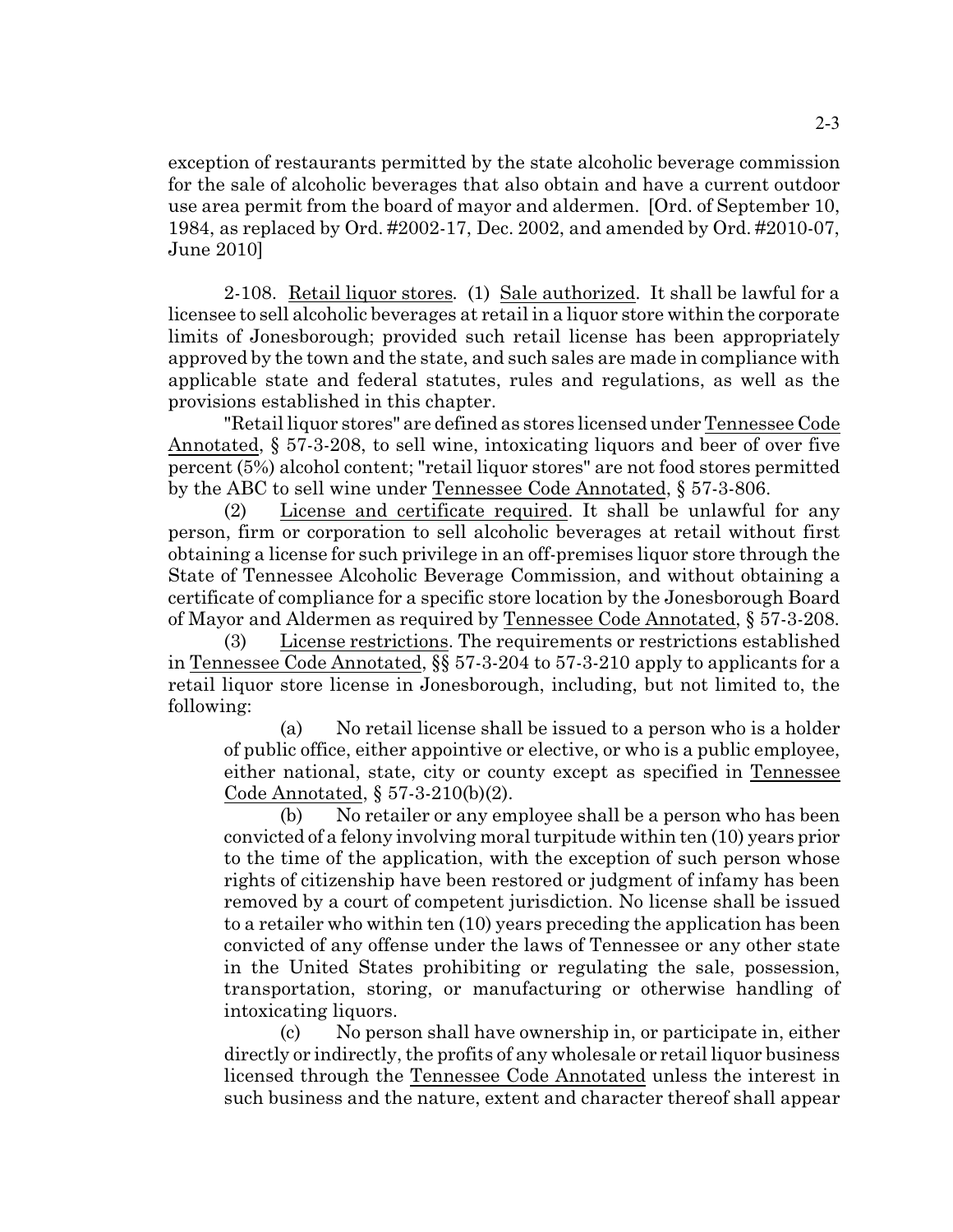exception of restaurants permitted by the state alcoholic beverage commission for the sale of alcoholic beverages that also obtain and have a current outdoor use area permit from the board of mayor and aldermen. [Ord. of September 10, 1984, as replaced by Ord. #2002-17, Dec. 2002, and amended by Ord. #2010-07, June 2010]

2-108. Retail liquor stores. (1) Sale authorized. It shall be lawful for a licensee to sell alcoholic beverages at retail in a liquor store within the corporate limits of Jonesborough; provided such retail license has been appropriately approved by the town and the state, and such sales are made in compliance with applicable state and federal statutes, rules and regulations, as well as the provisions established in this chapter.

"Retail liquor stores" are defined as stores licensed under Tennessee Code Annotated, § 57-3-208, to sell wine, intoxicating liquors and beer of over five percent (5%) alcohol content; "retail liquor stores" are not food stores permitted by the ABC to sell wine under Tennessee Code Annotated, § 57-3-806.

(2) License and certificate required. It shall be unlawful for any person, firm or corporation to sell alcoholic beverages at retail without first obtaining a license for such privilege in an off-premises liquor store through the State of Tennessee Alcoholic Beverage Commission, and without obtaining a certificate of compliance for a specific store location by the Jonesborough Board of Mayor and Aldermen as required by Tennessee Code Annotated, § 57-3-208.

(3) License restrictions. The requirements or restrictions established in Tennessee Code Annotated, §§ 57-3-204 to 57-3-210 apply to applicants for a retail liquor store license in Jonesborough, including, but not limited to, the following:

(a) No retail license shall be issued to a person who is a holder of public office, either appointive or elective, or who is a public employee, either national, state, city or county except as specified in Tennessee Code Annotated, § 57-3-210(b)(2).

(b) No retailer or any employee shall be a person who has been convicted of a felony involving moral turpitude within ten (10) years prior to the time of the application, with the exception of such person whose rights of citizenship have been restored or judgment of infamy has been removed by a court of competent jurisdiction. No license shall be issued to a retailer who within ten (10) years preceding the application has been convicted of any offense under the laws of Tennessee or any other state in the United States prohibiting or regulating the sale, possession, transportation, storing, or manufacturing or otherwise handling of intoxicating liquors.

(c) No person shall have ownership in, or participate in, either directly or indirectly, the profits of any wholesale or retail liquor business licensed through the Tennessee Code Annotated unless the interest in such business and the nature, extent and character thereof shall appear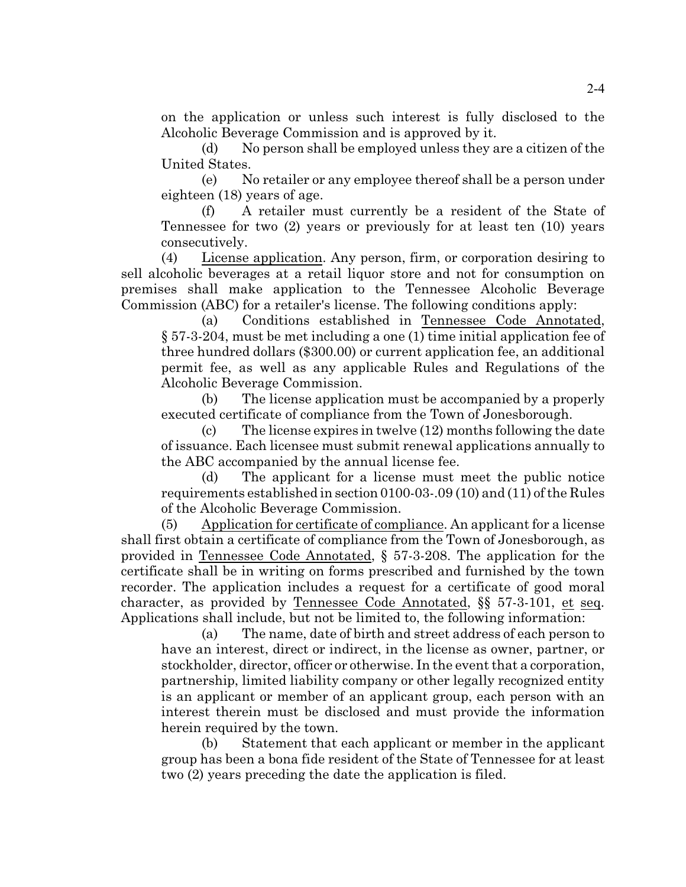on the application or unless such interest is fully disclosed to the Alcoholic Beverage Commission and is approved by it.

(d) No person shall be employed unless they are a citizen of the United States.

(e) No retailer or any employee thereof shall be a person under eighteen (18) years of age.

(f) A retailer must currently be a resident of the State of Tennessee for two (2) years or previously for at least ten (10) years consecutively.

(4) License application. Any person, firm, or corporation desiring to sell alcoholic beverages at a retail liquor store and not for consumption on premises shall make application to the Tennessee Alcoholic Beverage Commission (ABC) for a retailer's license. The following conditions apply:

(a) Conditions established in Tennessee Code Annotated, § 57-3-204, must be met including a one (1) time initial application fee of three hundred dollars ($300.00) or current application fee, an additional permit fee, as well as any applicable Rules and Regulations of the Alcoholic Beverage Commission.

(b) The license application must be accompanied by a properly executed certificate of compliance from the Town of Jonesborough.

(c) The license expires in twelve (12) months following the date of issuance. Each licensee must submit renewal applications annually to the ABC accompanied by the annual license fee.

(d) The applicant for a license must meet the public notice requirements established in section 0100-03-.09 (10) and (11) of the Rules of the Alcoholic Beverage Commission.

(5) Application for certificate of compliance. An applicant for a license shall first obtain a certificate of compliance from the Town of Jonesborough, as provided in Tennessee Code Annotated, § 57-3-208. The application for the certificate shall be in writing on forms prescribed and furnished by the town recorder. The application includes a request for a certificate of good moral character, as provided by Tennessee Code Annotated, §§ 57-3-101, et seq. Applications shall include, but not be limited to, the following information:

(a) The name, date of birth and street address of each person to have an interest, direct or indirect, in the license as owner, partner, or stockholder, director, officer or otherwise. In the event that a corporation, partnership, limited liability company or other legally recognized entity is an applicant or member of an applicant group, each person with an interest therein must be disclosed and must provide the information herein required by the town.

(b) Statement that each applicant or member in the applicant group has been a bona fide resident of the State of Tennessee for at least two (2) years preceding the date the application is filed.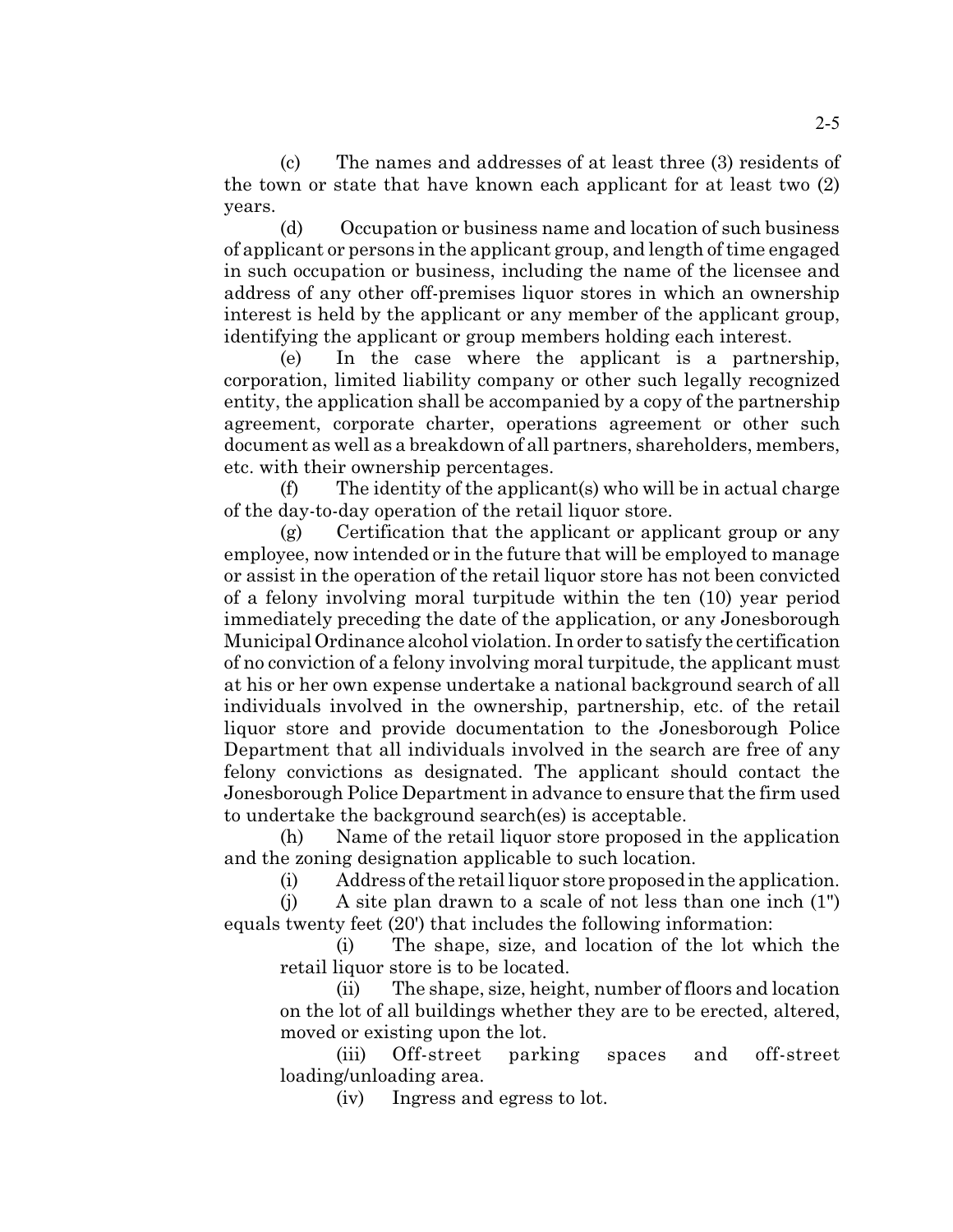(c) The names and addresses of at least three (3) residents of the town or state that have known each applicant for at least two (2) years.

(d) Occupation or business name and location of such business of applicant or persons in the applicant group, and length of time engaged in such occupation or business, including the name of the licensee and address of any other off-premises liquor stores in which an ownership interest is held by the applicant or any member of the applicant group, identifying the applicant or group members holding each interest.

(e) In the case where the applicant is a partnership, corporation, limited liability company or other such legally recognized entity, the application shall be accompanied by a copy of the partnership agreement, corporate charter, operations agreement or other such document as well as a breakdown of all partners, shareholders, members, etc. with their ownership percentages.

(f) The identity of the applicant(s) who will be in actual charge of the day-to-day operation of the retail liquor store.

(g) Certification that the applicant or applicant group or any employee, now intended or in the future that will be employed to manage or assist in the operation of the retail liquor store has not been convicted of a felony involving moral turpitude within the ten (10) year period immediately preceding the date of the application, or any Jonesborough Municipal Ordinance alcohol violation. In order to satisfy the certification of no conviction of a felony involving moral turpitude, the applicant must at his or her own expense undertake a national background search of all individuals involved in the ownership, partnership, etc. of the retail liquor store and provide documentation to the Jonesborough Police Department that all individuals involved in the search are free of any felony convictions as designated. The applicant should contact the Jonesborough Police Department in advance to ensure that the firm used to undertake the background search(es) is acceptable.

(h) Name of the retail liquor store proposed in the application and the zoning designation applicable to such location.

(i) Address of the retail liquor store proposed in the application.

(j) A site plan drawn to a scale of not less than one inch (1") equals twenty feet (20') that includes the following information:

(i) The shape, size, and location of the lot which the retail liquor store is to be located.

(ii) The shape, size, height, number of floors and location on the lot of all buildings whether they are to be erected, altered, moved or existing upon the lot.

(iii) Off-street parking spaces and off-street loading/unloading area.

(iv) Ingress and egress to lot.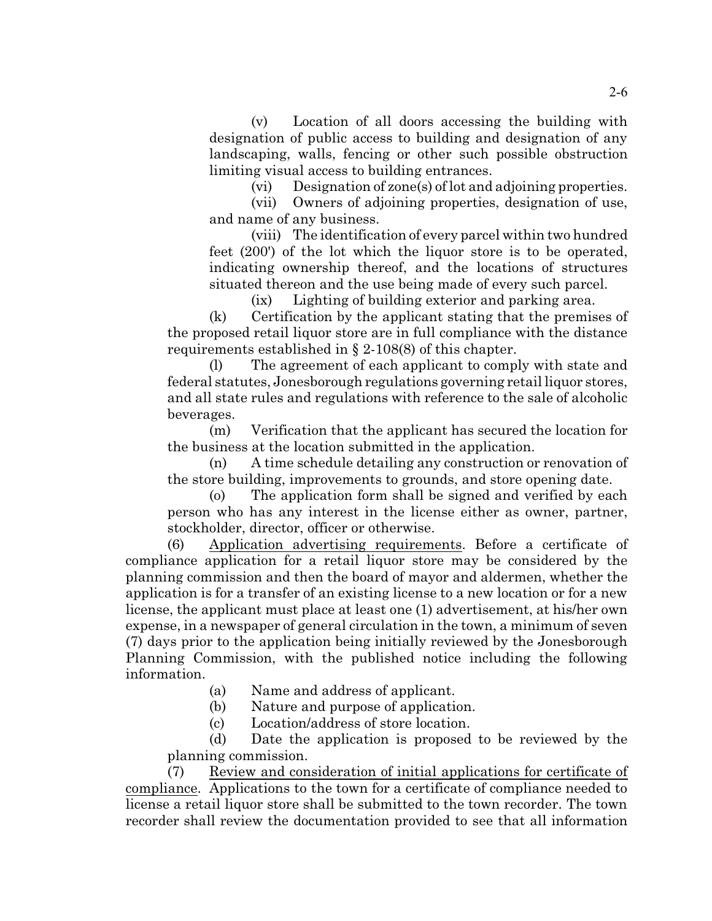(v) Location of all doors accessing the building with designation of public access to building and designation of any landscaping, walls, fencing or other such possible obstruction limiting visual access to building entrances.

(vi) Designation of zone(s) of lot and adjoining properties.

(vii) Owners of adjoining properties, designation of use, and name of any business.

(viii) The identification of every parcel within two hundred feet (200') of the lot which the liquor store is to be operated, indicating ownership thereof, and the locations of structures situated thereon and the use being made of every such parcel.

(ix) Lighting of building exterior and parking area.

(k) Certification by the applicant stating that the premises of the proposed retail liquor store are in full compliance with the distance requirements established in § 2-108(8) of this chapter.

(l) The agreement of each applicant to comply with state and federal statutes, Jonesborough regulations governing retail liquor stores, and all state rules and regulations with reference to the sale of alcoholic beverages.

(m) Verification that the applicant has secured the location for the business at the location submitted in the application.

(n) A time schedule detailing any construction or renovation of the store building, improvements to grounds, and store opening date.

(o) The application form shall be signed and verified by each person who has any interest in the license either as owner, partner, stockholder, director, officer or otherwise.

(6) Application advertising requirements. Before a certificate of compliance application for a retail liquor store may be considered by the planning commission and then the board of mayor and aldermen, whether the application is for a transfer of an existing license to a new location or for a new license, the applicant must place at least one (1) advertisement, at his/her own expense, in a newspaper of general circulation in the town, a minimum of seven (7) days prior to the application being initially reviewed by the Jonesborough Planning Commission, with the published notice including the following information.

(a) Name and address of applicant.

(b) Nature and purpose of application.

(c) Location/address of store location.

(d) Date the application is proposed to be reviewed by the planning commission.

(7) Review and consideration of initial applications for certificate of compliance. Applications to the town for a certificate of compliance needed to license a retail liquor store shall be submitted to the town recorder. The town recorder shall review the documentation provided to see that all information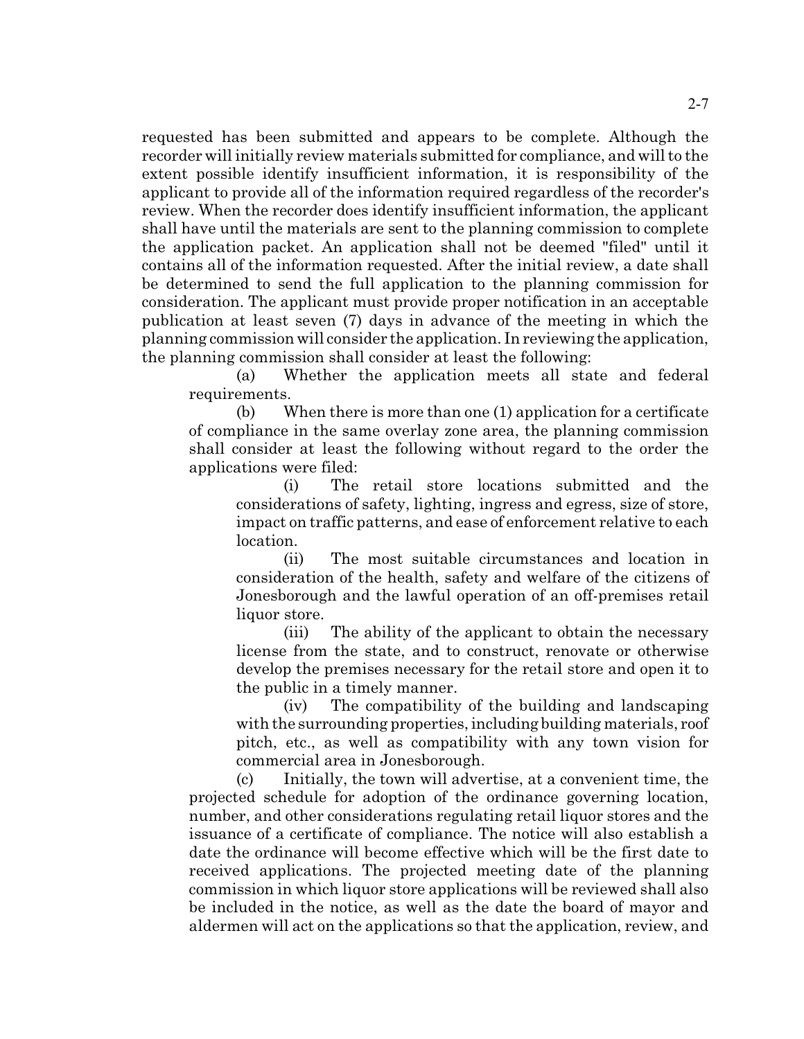requested has been submitted and appears to be complete. Although the recorder will initially review materials submitted for compliance, and will to the extent possible identify insufficient information, it is responsibility of the applicant to provide all of the information required regardless of the recorder's review. When the recorder does identify insufficient information, the applicant shall have until the materials are sent to the planning commission to complete the application packet. An application shall not be deemed "filed" until it contains all of the information requested. After the initial review, a date shall be determined to send the full application to the planning commission for consideration. The applicant must provide proper notification in an acceptable publication at least seven (7) days in advance of the meeting in which the planning commission will consider the application. In reviewing the application, the planning commission shall consider at least the following:

(a) Whether the application meets all state and federal requirements.

(b) When there is more than one (1) application for a certificate of compliance in the same overlay zone area, the planning commission shall consider at least the following without regard to the order the applications were filed:

(i) The retail store locations submitted and the considerations of safety, lighting, ingress and egress, size of store, impact on traffic patterns, and ease of enforcement relative to each location.

(ii) The most suitable circumstances and location in consideration of the health, safety and welfare of the citizens of Jonesborough and the lawful operation of an off-premises retail liquor store.

(iii) The ability of the applicant to obtain the necessary license from the state, and to construct, renovate or otherwise develop the premises necessary for the retail store and open it to the public in a timely manner.

(iv) The compatibility of the building and landscaping with the surrounding properties, including building materials, roof pitch, etc., as well as compatibility with any town vision for commercial area in Jonesborough.

(c) Initially, the town will advertise, at a convenient time, the projected schedule for adoption of the ordinance governing location, number, and other considerations regulating retail liquor stores and the issuance of a certificate of compliance. The notice will also establish a date the ordinance will become effective which will be the first date to received applications. The projected meeting date of the planning commission in which liquor store applications will be reviewed shall also be included in the notice, as well as the date the board of mayor and aldermen will act on the applications so that the application, review, and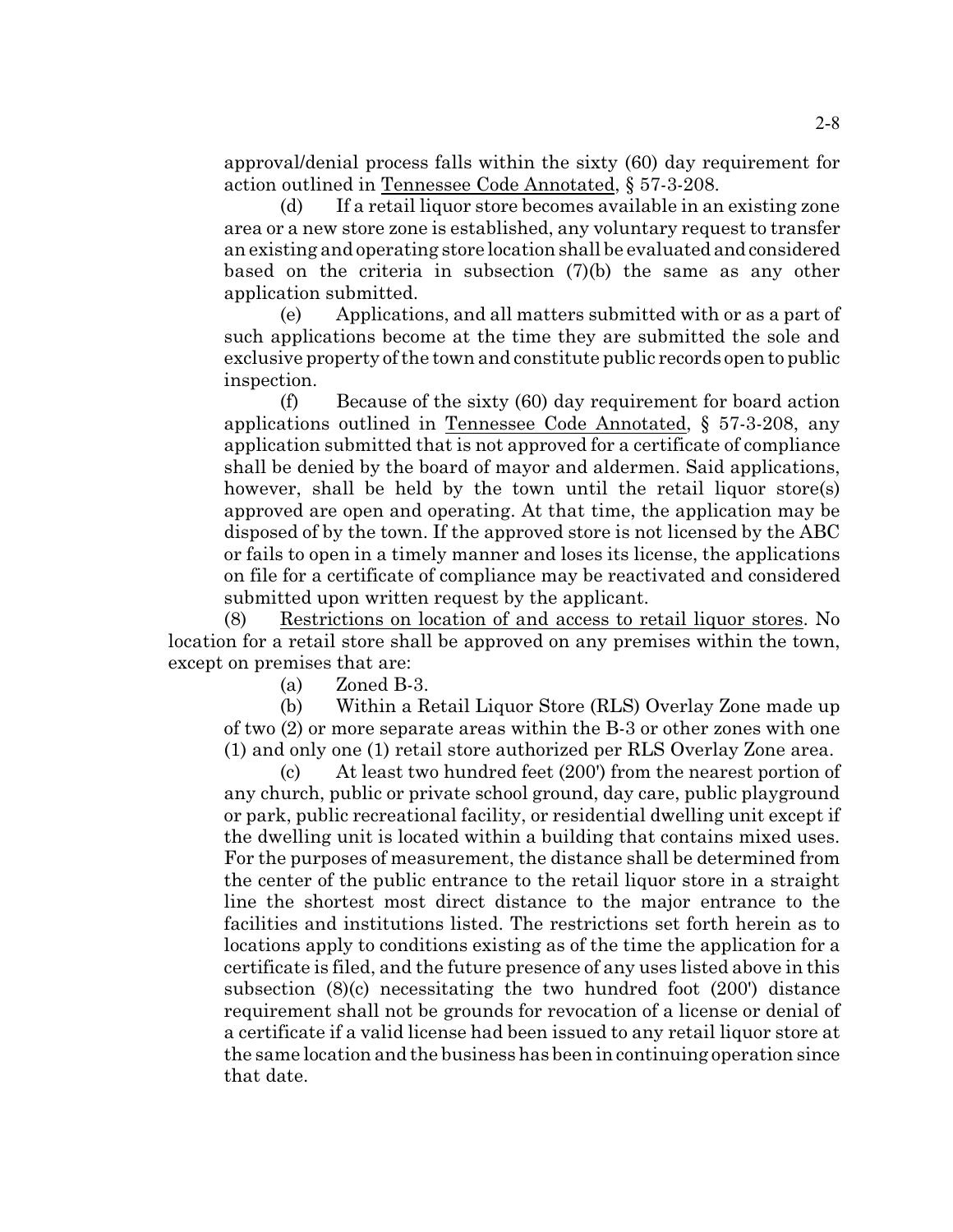approval/denial process falls within the sixty (60) day requirement for action outlined in Tennessee Code Annotated, § 57-3-208.

(d) If a retail liquor store becomes available in an existing zone area or a new store zone is established, any voluntary request to transfer an existing and operating store location shall be evaluated and considered based on the criteria in subsection (7)(b) the same as any other application submitted.

(e) Applications, and all matters submitted with or as a part of such applications become at the time they are submitted the sole and exclusive property of the town and constitute public records open to public inspection.

(f) Because of the sixty (60) day requirement for board action applications outlined in Tennessee Code Annotated, § 57-3-208, any application submitted that is not approved for a certificate of compliance shall be denied by the board of mayor and aldermen. Said applications, however, shall be held by the town until the retail liquor store(s) approved are open and operating. At that time, the application may be disposed of by the town. If the approved store is not licensed by the ABC or fails to open in a timely manner and loses its license, the applications on file for a certificate of compliance may be reactivated and considered submitted upon written request by the applicant.

(8) Restrictions on location of and access to retail liquor stores. No location for a retail store shall be approved on any premises within the town, except on premises that are:

(a) Zoned B-3.

(b) Within a Retail Liquor Store (RLS) Overlay Zone made up of two (2) or more separate areas within the B-3 or other zones with one (1) and only one (1) retail store authorized per RLS Overlay Zone area.

(c) At least two hundred feet (200') from the nearest portion of any church, public or private school ground, day care, public playground or park, public recreational facility, or residential dwelling unit except if the dwelling unit is located within a building that contains mixed uses. For the purposes of measurement, the distance shall be determined from the center of the public entrance to the retail liquor store in a straight line the shortest most direct distance to the major entrance to the facilities and institutions listed. The restrictions set forth herein as to locations apply to conditions existing as of the time the application for a certificate is filed, and the future presence of any uses listed above in this subsection (8)(c) necessitating the two hundred foot (200') distance requirement shall not be grounds for revocation of a license or denial of a certificate if a valid license had been issued to any retail liquor store at the same location and the business has been in continuing operation since that date.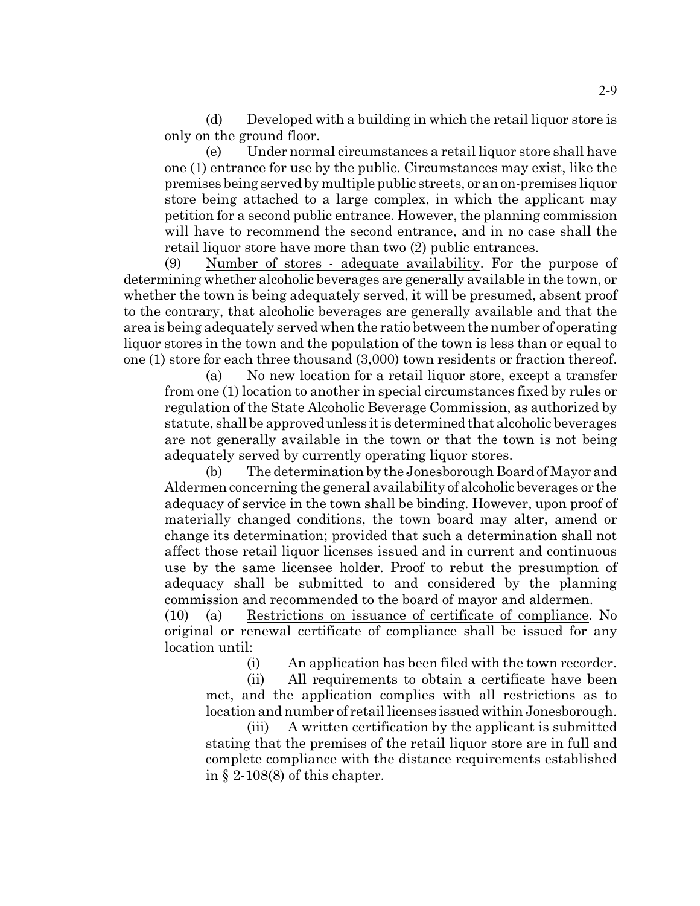(d) Developed with a building in which the retail liquor store is only on the ground floor.

(e) Under normal circumstances a retail liquor store shall have one (1) entrance for use by the public. Circumstances may exist, like the premises being served by multiple public streets, or an on-premises liquor store being attached to a large complex, in which the applicant may petition for a second public entrance. However, the planning commission will have to recommend the second entrance, and in no case shall the retail liquor store have more than two (2) public entrances.

(9) Number of stores - adequate availability. For the purpose of determining whether alcoholic beverages are generally available in the town, or whether the town is being adequately served, it will be presumed, absent proof to the contrary, that alcoholic beverages are generally available and that the area is being adequately served when the ratio between the number of operating liquor stores in the town and the population of the town is less than or equal to one (1) store for each three thousand (3,000) town residents or fraction thereof.

(a) No new location for a retail liquor store, except a transfer from one (1) location to another in special circumstances fixed by rules or regulation of the State Alcoholic Beverage Commission, as authorized by statute, shall be approved unless it is determined that alcoholic beverages are not generally available in the town or that the town is not being adequately served by currently operating liquor stores.

(b) The determination by the Jonesborough Board of Mayor and Aldermen concerning the general availability of alcoholic beverages or the adequacy of service in the town shall be binding. However, upon proof of materially changed conditions, the town board may alter, amend or change its determination; provided that such a determination shall not affect those retail liquor licenses issued and in current and continuous use by the same licensee holder. Proof to rebut the presumption of adequacy shall be submitted to and considered by the planning commission and recommended to the board of mayor and aldermen.

(10) (a) Restrictions on issuance of certificate of compliance. No original or renewal certificate of compliance shall be issued for any location until:

(i) An application has been filed with the town recorder.

(ii) All requirements to obtain a certificate have been met, and the application complies with all restrictions as to location and number of retail licenses issued within Jonesborough.

(iii) A written certification by the applicant is submitted stating that the premises of the retail liquor store are in full and complete compliance with the distance requirements established in § 2-108(8) of this chapter.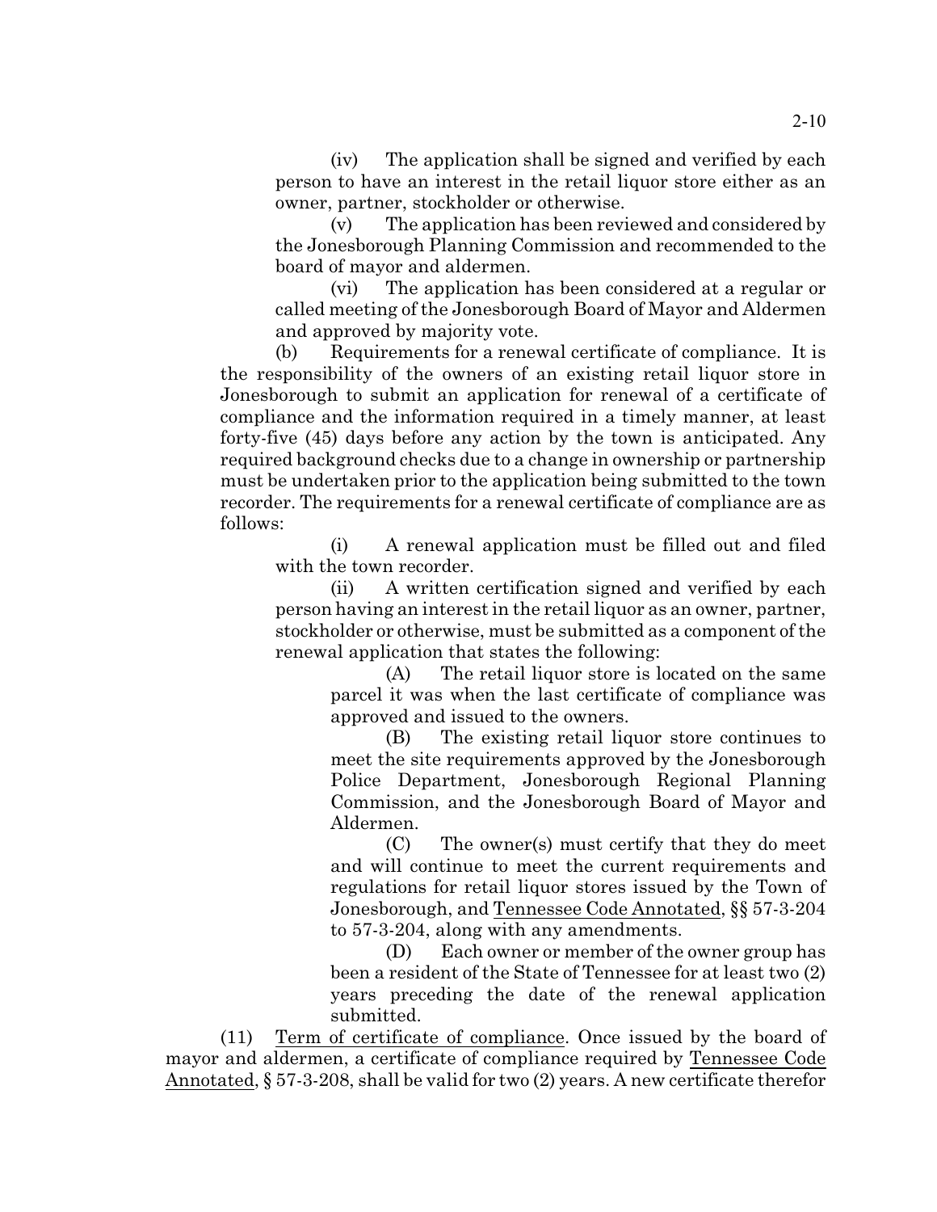(iv) The application shall be signed and verified by each person to have an interest in the retail liquor store either as an owner, partner, stockholder or otherwise.

(v) The application has been reviewed and considered by the Jonesborough Planning Commission and recommended to the board of mayor and aldermen.

(vi) The application has been considered at a regular or called meeting of the Jonesborough Board of Mayor and Aldermen and approved by majority vote.

(b) Requirements for a renewal certificate of compliance. It is the responsibility of the owners of an existing retail liquor store in Jonesborough to submit an application for renewal of a certificate of compliance and the information required in a timely manner, at least forty-five (45) days before any action by the town is anticipated. Any required background checks due to a change in ownership or partnership must be undertaken prior to the application being submitted to the town recorder. The requirements for a renewal certificate of compliance are as follows:

(i) A renewal application must be filled out and filed with the town recorder.

(ii) A written certification signed and verified by each person having an interest in the retail liquor as an owner, partner, stockholder or otherwise, must be submitted as a component of the renewal application that states the following:

(A) The retail liquor store is located on the same parcel it was when the last certificate of compliance was approved and issued to the owners.

(B) The existing retail liquor store continues to meet the site requirements approved by the Jonesborough Police Department, Jonesborough Regional Planning Commission, and the Jonesborough Board of Mayor and Aldermen.

(C) The owner(s) must certify that they do meet and will continue to meet the current requirements and regulations for retail liquor stores issued by the Town of Jonesborough, and Tennessee Code Annotated, §§ 57-3-204 to 57-3-204, along with any amendments.

(D) Each owner or member of the owner group has been a resident of the State of Tennessee for at least two (2) years preceding the date of the renewal application submitted.

(11) Term of certificate of compliance. Once issued by the board of mayor and aldermen, a certificate of compliance required by Tennessee Code Annotated, § 57-3-208, shall be valid for two (2) years. A new certificate therefor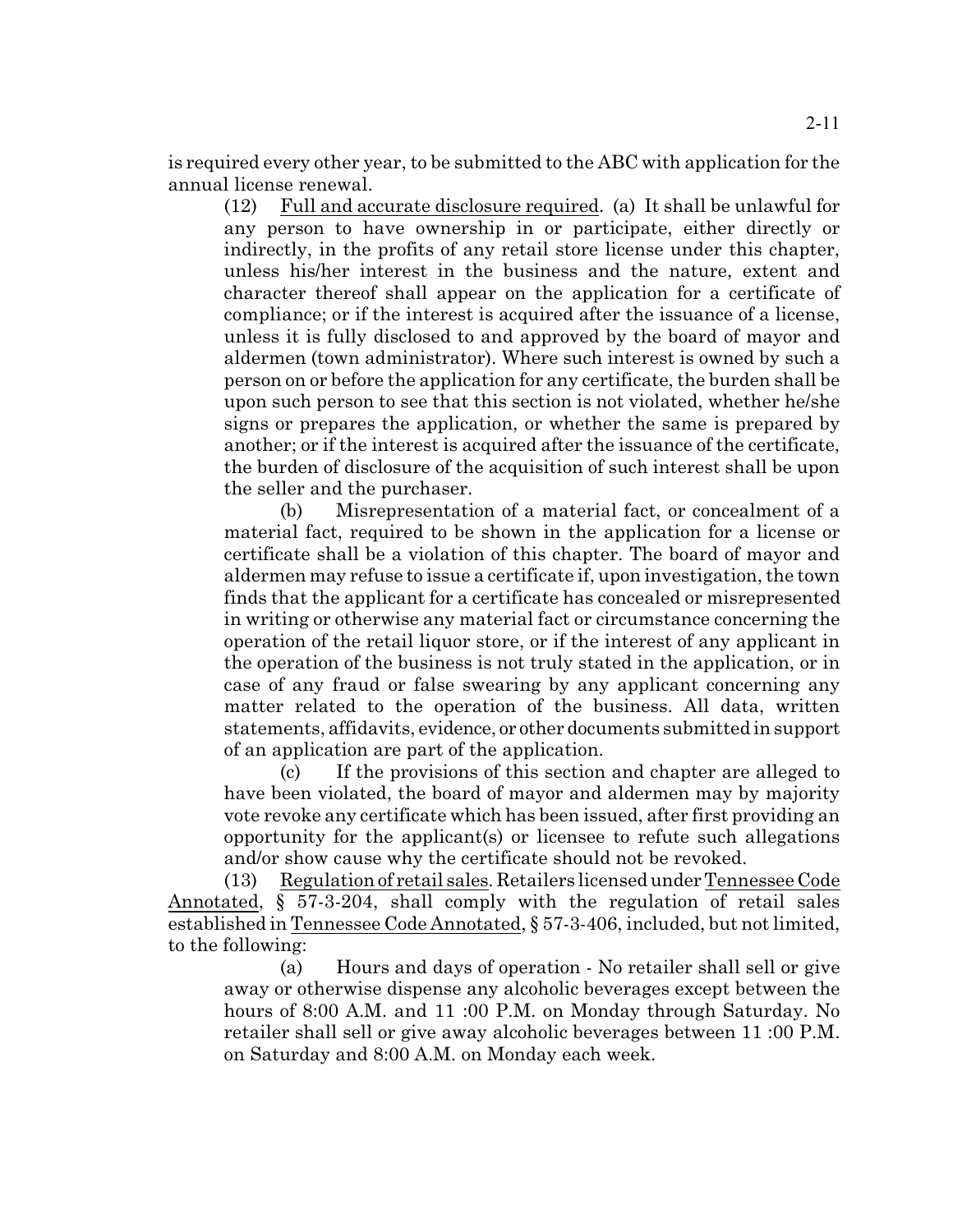is required every other year, to be submitted to the ABC with application for the annual license renewal.

(12) Full and accurate disclosure required. (a) It shall be unlawful for any person to have ownership in or participate, either directly or indirectly, in the profits of any retail store license under this chapter, unless his/her interest in the business and the nature, extent and character thereof shall appear on the application for a certificate of compliance; or if the interest is acquired after the issuance of a license, unless it is fully disclosed to and approved by the board of mayor and aldermen (town administrator). Where such interest is owned by such a person on or before the application for any certificate, the burden shall be upon such person to see that this section is not violated, whether he/she signs or prepares the application, or whether the same is prepared by another; or if the interest is acquired after the issuance of the certificate, the burden of disclosure of the acquisition of such interest shall be upon the seller and the purchaser.

(b) Misrepresentation of a material fact, or concealment of a material fact, required to be shown in the application for a license or certificate shall be a violation of this chapter. The board of mayor and aldermen may refuse to issue a certificate if, upon investigation, the town finds that the applicant for a certificate has concealed or misrepresented in writing or otherwise any material fact or circumstance concerning the operation of the retail liquor store, or if the interest of any applicant in the operation of the business is not truly stated in the application, or in case of any fraud or false swearing by any applicant concerning any matter related to the operation of the business. All data, written statements, affidavits, evidence, or other documents submitted in support of an application are part of the application.

(c) If the provisions of this section and chapter are alleged to have been violated, the board of mayor and aldermen may by majority vote revoke any certificate which has been issued, after first providing an opportunity for the applicant(s) or licensee to refute such allegations and/or show cause why the certificate should not be revoked.

(13) Regulation of retail sales. Retailers licensed under Tennessee Code Annotated, § 57-3-204, shall comply with the regulation of retail sales established in Tennessee Code Annotated, § 57-3-406, included, but not limited, to the following:

(a) Hours and days of operation - No retailer shall sell or give away or otherwise dispense any alcoholic beverages except between the hours of 8:00 A.M. and 11 :00 P.M. on Monday through Saturday. No retailer shall sell or give away alcoholic beverages between 11 :00 P.M. on Saturday and 8:00 A.M. on Monday each week.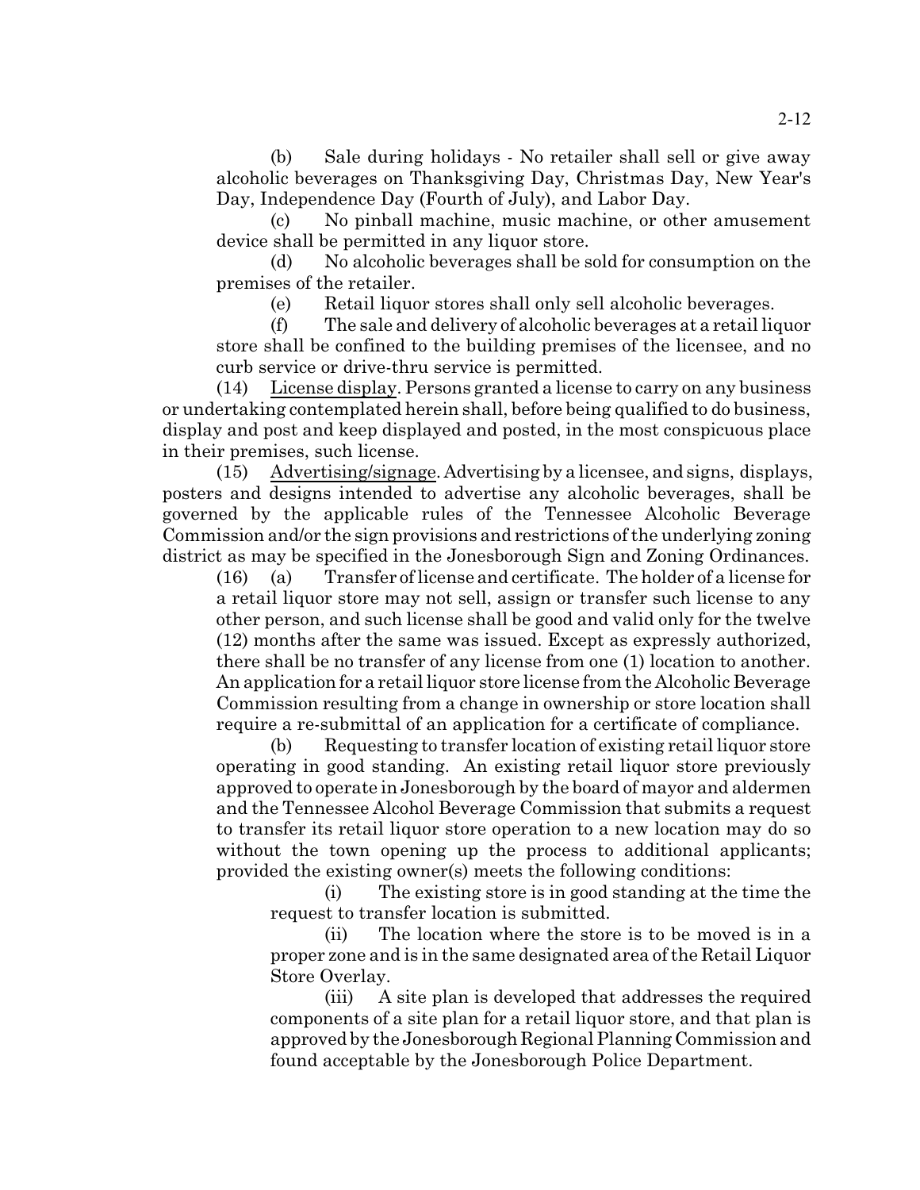(b) Sale during holidays - No retailer shall sell or give away alcoholic beverages on Thanksgiving Day, Christmas Day, New Year's Day, Independence Day (Fourth of July), and Labor Day.

(c) No pinball machine, music machine, or other amusement device shall be permitted in any liquor store.

(d) No alcoholic beverages shall be sold for consumption on the premises of the retailer.

(e) Retail liquor stores shall only sell alcoholic beverages.

(f) The sale and delivery of alcoholic beverages at a retail liquor store shall be confined to the building premises of the licensee, and no curb service or drive-thru service is permitted.

(14) License display. Persons granted a license to carry on any business or undertaking contemplated herein shall, before being qualified to do business, display and post and keep displayed and posted, in the most conspicuous place in their premises, such license.

(15) Advertising/signage. Advertising by a licensee, and signs, displays, posters and designs intended to advertise any alcoholic beverages, shall be governed by the applicable rules of the Tennessee Alcoholic Beverage Commission and/or the sign provisions and restrictions of the underlying zoning district as may be specified in the Jonesborough Sign and Zoning Ordinances.

(16) (a) Transfer of license and certificate. The holder of a license for a retail liquor store may not sell, assign or transfer such license to any other person, and such license shall be good and valid only for the twelve (12) months after the same was issued. Except as expressly authorized, there shall be no transfer of any license from one (1) location to another. An application for a retail liquor store license from the Alcoholic Beverage Commission resulting from a change in ownership or store location shall require a re-submittal of an application for a certificate of compliance.

(b) Requesting to transfer location of existing retail liquor store operating in good standing. An existing retail liquor store previously approved to operate in Jonesborough by the board of mayor and aldermen and the Tennessee Alcohol Beverage Commission that submits a request to transfer its retail liquor store operation to a new location may do so without the town opening up the process to additional applicants; provided the existing owner(s) meets the following conditions:

(i) The existing store is in good standing at the time the request to transfer location is submitted.

(ii) The location where the store is to be moved is in a proper zone and is in the same designated area of the Retail Liquor Store Overlay.

(iii) A site plan is developed that addresses the required components of a site plan for a retail liquor store, and that plan is approved by the Jonesborough Regional Planning Commission and found acceptable by the Jonesborough Police Department.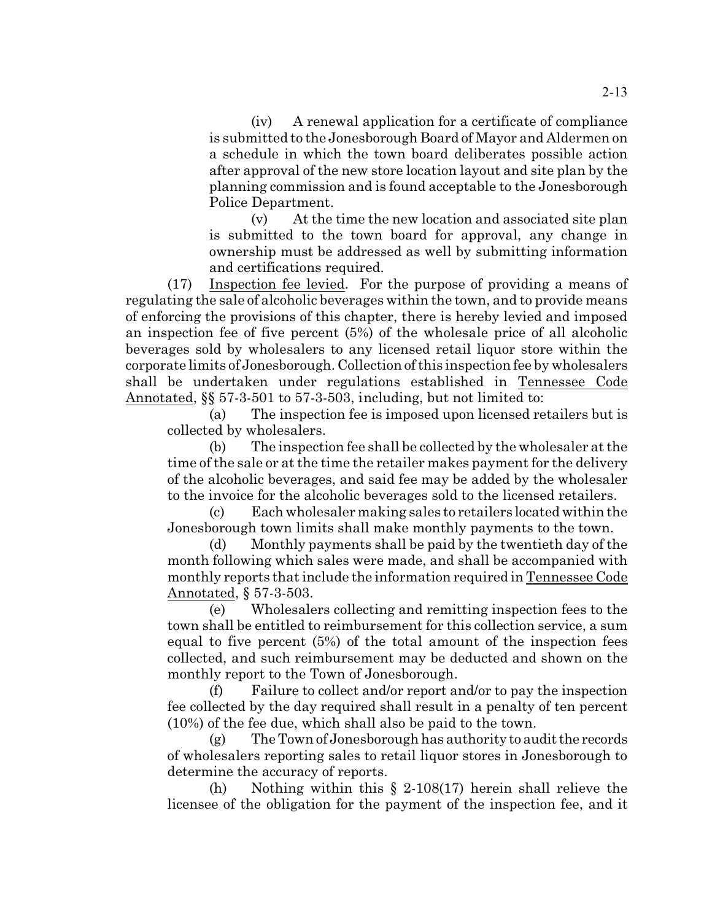(iv) A renewal application for a certificate of compliance is submitted to the Jonesborough Board of Mayor and Aldermen on a schedule in which the town board deliberates possible action after approval of the new store location layout and site plan by the planning commission and is found acceptable to the Jonesborough Police Department.

(v) At the time the new location and associated site plan is submitted to the town board for approval, any change in ownership must be addressed as well by submitting information and certifications required.

(17) Inspection fee levied. For the purpose of providing a means of regulating the sale of alcoholic beverages within the town, and to provide means of enforcing the provisions of this chapter, there is hereby levied and imposed an inspection fee of five percent (5%) of the wholesale price of all alcoholic beverages sold by wholesalers to any licensed retail liquor store within the corporate limits of Jonesborough. Collection of this inspection fee by wholesalers shall be undertaken under regulations established in Tennessee Code Annotated, §§ 57-3-501 to 57-3-503, including, but not limited to:

(a) The inspection fee is imposed upon licensed retailers but is collected by wholesalers.

(b) The inspection fee shall be collected by the wholesaler at the time of the sale or at the time the retailer makes payment for the delivery of the alcoholic beverages, and said fee may be added by the wholesaler to the invoice for the alcoholic beverages sold to the licensed retailers.

(c) Each wholesaler making sales to retailers located within the Jonesborough town limits shall make monthly payments to the town.

(d) Monthly payments shall be paid by the twentieth day of the month following which sales were made, and shall be accompanied with monthly reports that include the information required in Tennessee Code Annotated, § 57-3-503.

(e) Wholesalers collecting and remitting inspection fees to the town shall be entitled to reimbursement for this collection service, a sum equal to five percent (5%) of the total amount of the inspection fees collected, and such reimbursement may be deducted and shown on the monthly report to the Town of Jonesborough.

(f) Failure to collect and/or report and/or to pay the inspection fee collected by the day required shall result in a penalty of ten percent (10%) of the fee due, which shall also be paid to the town.

(g) The Town of Jonesborough has authority to audit the records of wholesalers reporting sales to retail liquor stores in Jonesborough to determine the accuracy of reports.

(h) Nothing within this § 2-108(17) herein shall relieve the licensee of the obligation for the payment of the inspection fee, and it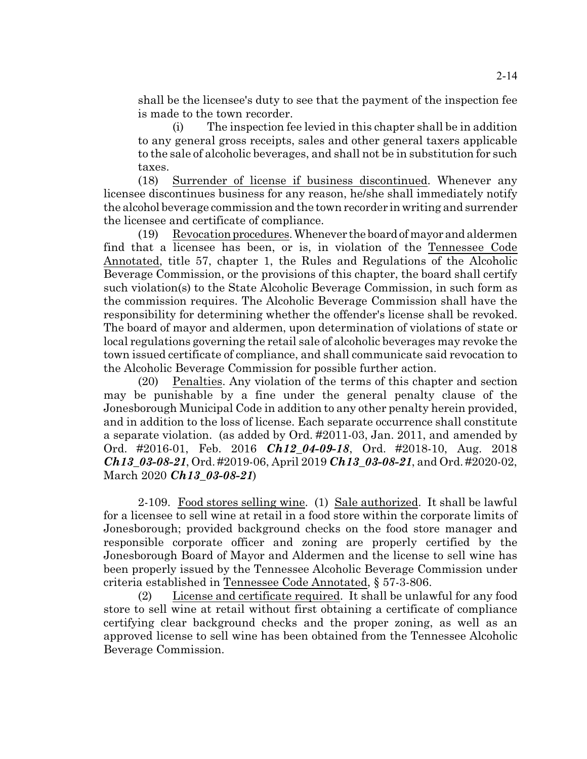shall be the licensee's duty to see that the payment of the inspection fee is made to the town recorder.

(i) The inspection fee levied in this chapter shall be in addition to any general gross receipts, sales and other general taxers applicable to the sale of alcoholic beverages, and shall not be in substitution for such taxes.

(18) Surrender of license if business discontinued. Whenever any licensee discontinues business for any reason, he/she shall immediately notify the alcohol beverage commission and the town recorder in writing and surrender the licensee and certificate of compliance.

(19) Revocation procedures. Whenever the board of mayor and aldermen find that a licensee has been, or is, in violation of the Tennessee Code Annotated, title 57, chapter 1, the Rules and Regulations of the Alcoholic Beverage Commission, or the provisions of this chapter, the board shall certify such violation(s) to the State Alcoholic Beverage Commission, in such form as the commission requires. The Alcoholic Beverage Commission shall have the responsibility for determining whether the offender's license shall be revoked. The board of mayor and aldermen, upon determination of violations of state or local regulations governing the retail sale of alcoholic beverages may revoke the town issued certificate of compliance, and shall communicate said revocation to the Alcoholic Beverage Commission for possible further action.

(20) Penalties. Any violation of the terms of this chapter and section may be punishable by a fine under the general penalty clause of the Jonesborough Municipal Code in addition to any other penalty herein provided, and in addition to the loss of license. Each separate occurrence shall constitute a separate violation. (as added by Ord. #2011-03, Jan. 2011, and amended by Ord. #2016-01, Feb. 2016 ***Ch12_04-09-18***, Ord. #2018-10, Aug. 2018 ***Ch13_03-08-21***, Ord. #2019-06, April 2019 ***Ch13_03-08-21***, and Ord. #2020-02, March 2020 ***Ch13_03-08-21***)

2-109. Food stores selling wine. (1) Sale authorized. It shall be lawful for a licensee to sell wine at retail in a food store within the corporate limits of Jonesborough; provided background checks on the food store manager and responsible corporate officer and zoning are properly certified by the Jonesborough Board of Mayor and Aldermen and the license to sell wine has been properly issued by the Tennessee Alcoholic Beverage Commission under criteria established in Tennessee Code Annotated, § 57-3-806.

(2) License and certificate required. It shall be unlawful for any food store to sell wine at retail without first obtaining a certificate of compliance certifying clear background checks and the proper zoning, as well as an approved license to sell wine has been obtained from the Tennessee Alcoholic Beverage Commission.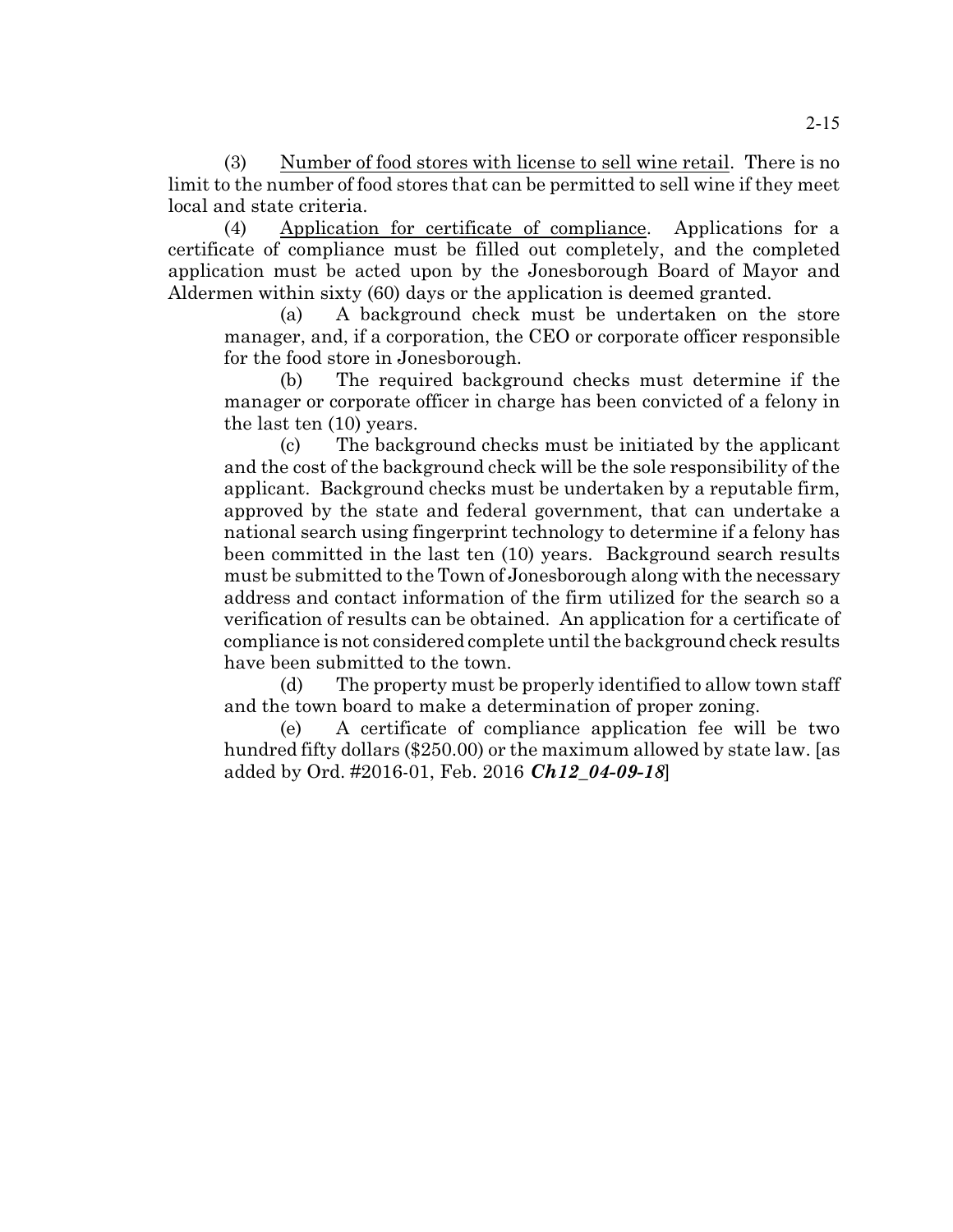(3) Number of food stores with license to sell wine retail. There is no limit to the number of food stores that can be permitted to sell wine if they meet local and state criteria.

(4) Application for certificate of compliance. Applications for a certificate of compliance must be filled out completely, and the completed application must be acted upon by the Jonesborough Board of Mayor and Aldermen within sixty (60) days or the application is deemed granted.

(a) A background check must be undertaken on the store manager, and, if a corporation, the CEO or corporate officer responsible for the food store in Jonesborough.

(b) The required background checks must determine if the manager or corporate officer in charge has been convicted of a felony in the last ten (10) years.

(c) The background checks must be initiated by the applicant and the cost of the background check will be the sole responsibility of the applicant. Background checks must be undertaken by a reputable firm, approved by the state and federal government, that can undertake a national search using fingerprint technology to determine if a felony has been committed in the last ten (10) years. Background search results must be submitted to the Town of Jonesborough along with the necessary address and contact information of the firm utilized for the search so a verification of results can be obtained. An application for a certificate of compliance is not considered complete until the background check results have been submitted to the town.

(d) The property must be properly identified to allow town staff and the town board to make a determination of proper zoning.

(e) A certificate of compliance application fee will be two hundred fifty dollars ($250.00) or the maximum allowed by state law. [as added by Ord. #2016-01, Feb. 2016 ***Ch12_04-09-18***]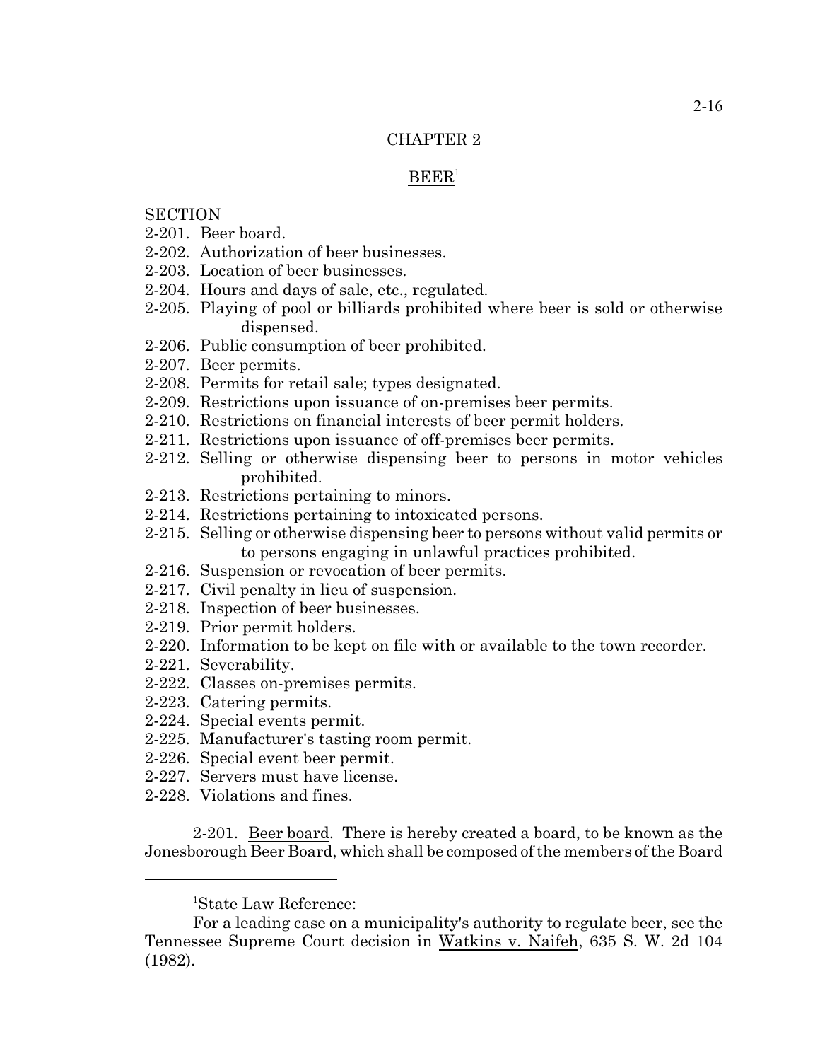# CHAPTER 2

## BEER[1]

SECTION

2-201. Beer board.
2-202. Authorization of beer businesses.
2-203. Location of beer businesses.
2-204. Hours and days of sale, etc., regulated.
2-205. Playing of pool or billiards prohibited where beer is sold or otherwise dispensed.
2-206. Public consumption of beer prohibited.
2-207. Beer permits.
2-208. Permits for retail sale; types designated.
2-209. Restrictions upon issuance of on-premises beer permits.
2-210. Restrictions on financial interests of beer permit holders.
2-211. Restrictions upon issuance of off-premises beer permits.
2-212. Selling or otherwise dispensing beer to persons in motor vehicles prohibited.
2-213. Restrictions pertaining to minors.
2-214. Restrictions pertaining to intoxicated persons.
2-215. Selling or otherwise dispensing beer to persons without valid permits or to persons engaging in unlawful practices prohibited.
2-216. Suspension or revocation of beer permits.
2-217. Civil penalty in lieu of suspension.
2-218. Inspection of beer businesses.
2-219. Prior permit holders.
2-220. Information to be kept on file with or available to the town recorder.
2-221. Severability.
2-222. Classes on-premises permits.
2-223. Catering permits.
2-224. Special events permit.
2-225. Manufacturer's tasting room permit.
2-226. Special event beer permit.
2-227. Servers must have license.
2-228. Violations and fines.

2-201. Beer board. There is hereby created a board, to be known as the Jonesborough Beer Board, which shall be composed of the members of the Board

---

[1] State Law Reference:

For a leading case on a municipality's authority to regulate beer, see the Tennessee Supreme Court decision in Watkins v. Naifeh, 635 S. W. 2d 104 (1982).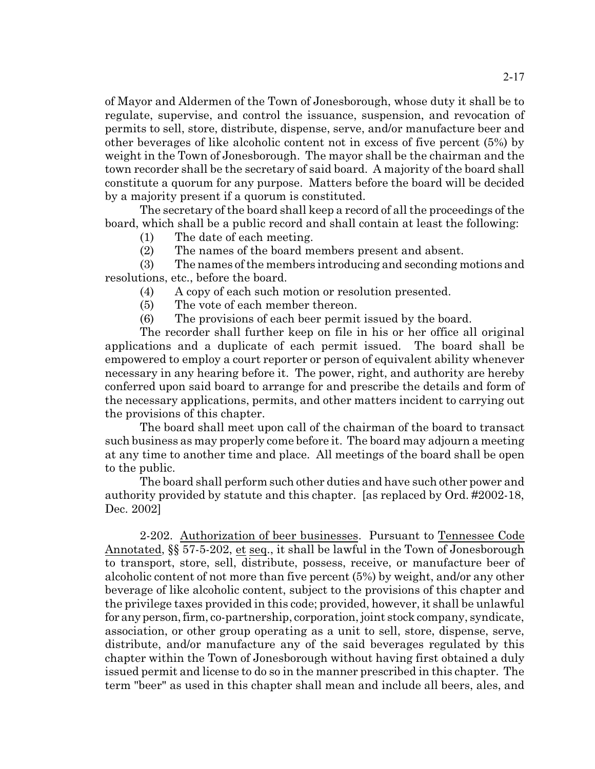of Mayor and Aldermen of the Town of Jonesborough, whose duty it shall be to regulate, supervise, and control the issuance, suspension, and revocation of permits to sell, store, distribute, dispense, serve, and/or manufacture beer and other beverages of like alcoholic content not in excess of five percent (5%) by weight in the Town of Jonesborough. The mayor shall be the chairman and the town recorder shall be the secretary of said board. A majority of the board shall constitute a quorum for any purpose. Matters before the board will be decided by a majority present if a quorum is constituted.

The secretary of the board shall keep a record of all the proceedings of the board, which shall be a public record and shall contain at least the following:

(1) The date of each meeting.

(2) The names of the board members present and absent.

(3) The names of the members introducing and seconding motions and resolutions, etc., before the board.

(4) A copy of each such motion or resolution presented.

(5) The vote of each member thereon.

(6) The provisions of each beer permit issued by the board.

The recorder shall further keep on file in his or her office all original applications and a duplicate of each permit issued. The board shall be empowered to employ a court reporter or person of equivalent ability whenever necessary in any hearing before it. The power, right, and authority are hereby conferred upon said board to arrange for and prescribe the details and form of the necessary applications, permits, and other matters incident to carrying out the provisions of this chapter.

The board shall meet upon call of the chairman of the board to transact such business as may properly come before it. The board may adjourn a meeting at any time to another time and place. All meetings of the board shall be open to the public.

The board shall perform such other duties and have such other power and authority provided by statute and this chapter. [as replaced by Ord. #2002-18, Dec. 2002]

2-202. Authorization of beer businesses. Pursuant to Tennessee Code Annotated, §§ 57-5-202, et seq., it shall be lawful in the Town of Jonesborough to transport, store, sell, distribute, possess, receive, or manufacture beer of alcoholic content of not more than five percent (5%) by weight, and/or any other beverage of like alcoholic content, subject to the provisions of this chapter and the privilege taxes provided in this code; provided, however, it shall be unlawful for any person, firm, co-partnership, corporation, joint stock company, syndicate, association, or other group operating as a unit to sell, store, dispense, serve, distribute, and/or manufacture any of the said beverages regulated by this chapter within the Town of Jonesborough without having first obtained a duly issued permit and license to do so in the manner prescribed in this chapter. The term "beer" as used in this chapter shall mean and include all beers, ales, and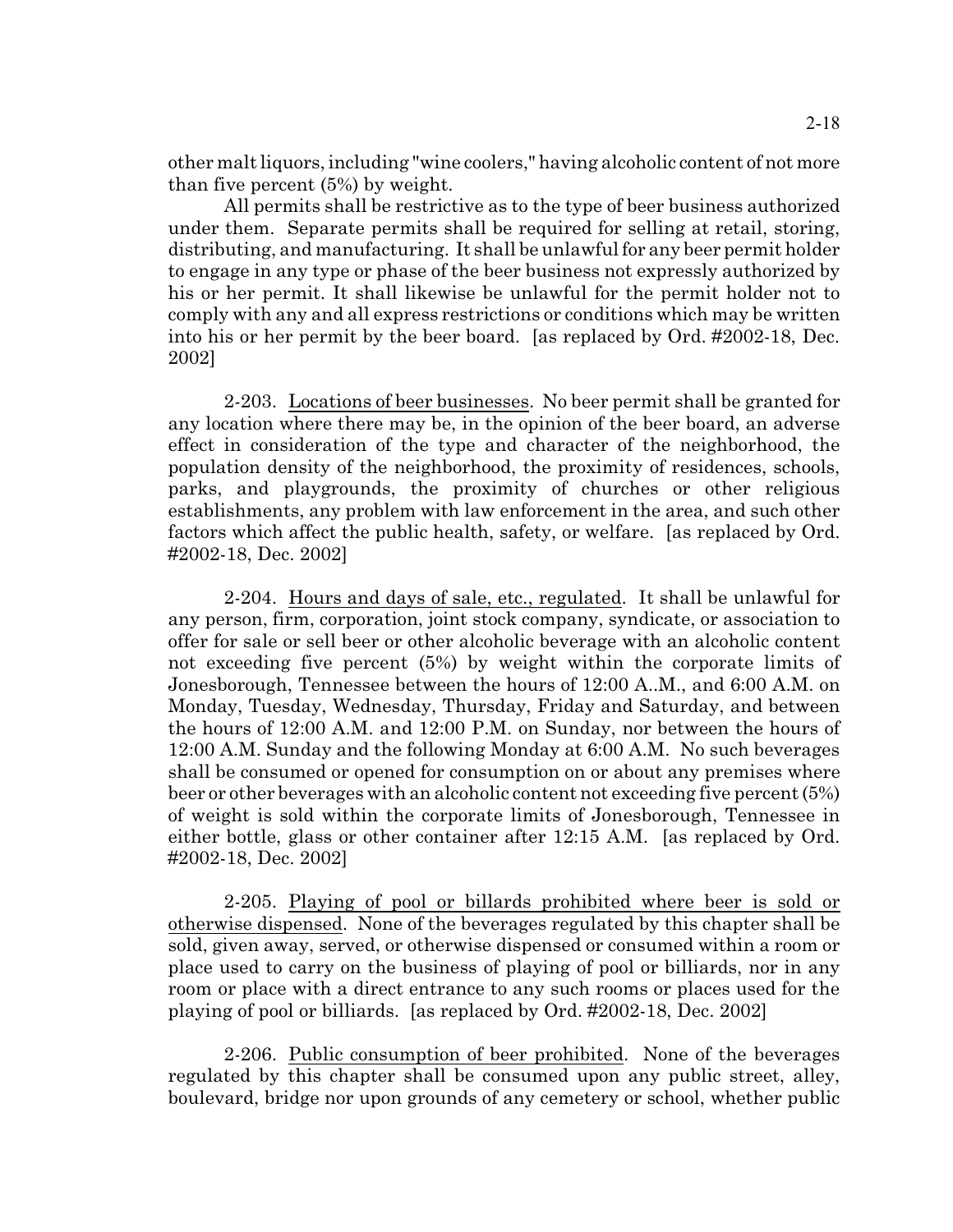other malt liquors, including "wine coolers," having alcoholic content of not more than five percent (5%) by weight.

All permits shall be restrictive as to the type of beer business authorized under them. Separate permits shall be required for selling at retail, storing, distributing, and manufacturing. It shall be unlawful for any beer permit holder to engage in any type or phase of the beer business not expressly authorized by his or her permit. It shall likewise be unlawful for the permit holder not to comply with any and all express restrictions or conditions which may be written into his or her permit by the beer board. [as replaced by Ord. #2002-18, Dec. 2002]

2-203. Locations of beer businesses. No beer permit shall be granted for any location where there may be, in the opinion of the beer board, an adverse effect in consideration of the type and character of the neighborhood, the population density of the neighborhood, the proximity of residences, schools, parks, and playgrounds, the proximity of churches or other religious establishments, any problem with law enforcement in the area, and such other factors which affect the public health, safety, or welfare. [as replaced by Ord. #2002-18, Dec. 2002]

2-204. Hours and days of sale, etc., regulated. It shall be unlawful for any person, firm, corporation, joint stock company, syndicate, or association to offer for sale or sell beer or other alcoholic beverage with an alcoholic content not exceeding five percent (5%) by weight within the corporate limits of Jonesborough, Tennessee between the hours of 12:00 A..M., and 6:00 A.M. on Monday, Tuesday, Wednesday, Thursday, Friday and Saturday, and between the hours of 12:00 A.M. and 12:00 P.M. on Sunday, nor between the hours of 12:00 A.M. Sunday and the following Monday at 6:00 A.M. No such beverages shall be consumed or opened for consumption on or about any premises where beer or other beverages with an alcoholic content not exceeding five percent (5%) of weight is sold within the corporate limits of Jonesborough, Tennessee in either bottle, glass or other container after 12:15 A.M. [as replaced by Ord. #2002-18, Dec. 2002]

2-205. Playing of pool or billards prohibited where beer is sold or otherwise dispensed. None of the beverages regulated by this chapter shall be sold, given away, served, or otherwise dispensed or consumed within a room or place used to carry on the business of playing of pool or billiards, nor in any room or place with a direct entrance to any such rooms or places used for the playing of pool or billiards. [as replaced by Ord. #2002-18, Dec. 2002]

2-206. Public consumption of beer prohibited. None of the beverages regulated by this chapter shall be consumed upon any public street, alley, boulevard, bridge nor upon grounds of any cemetery or school, whether public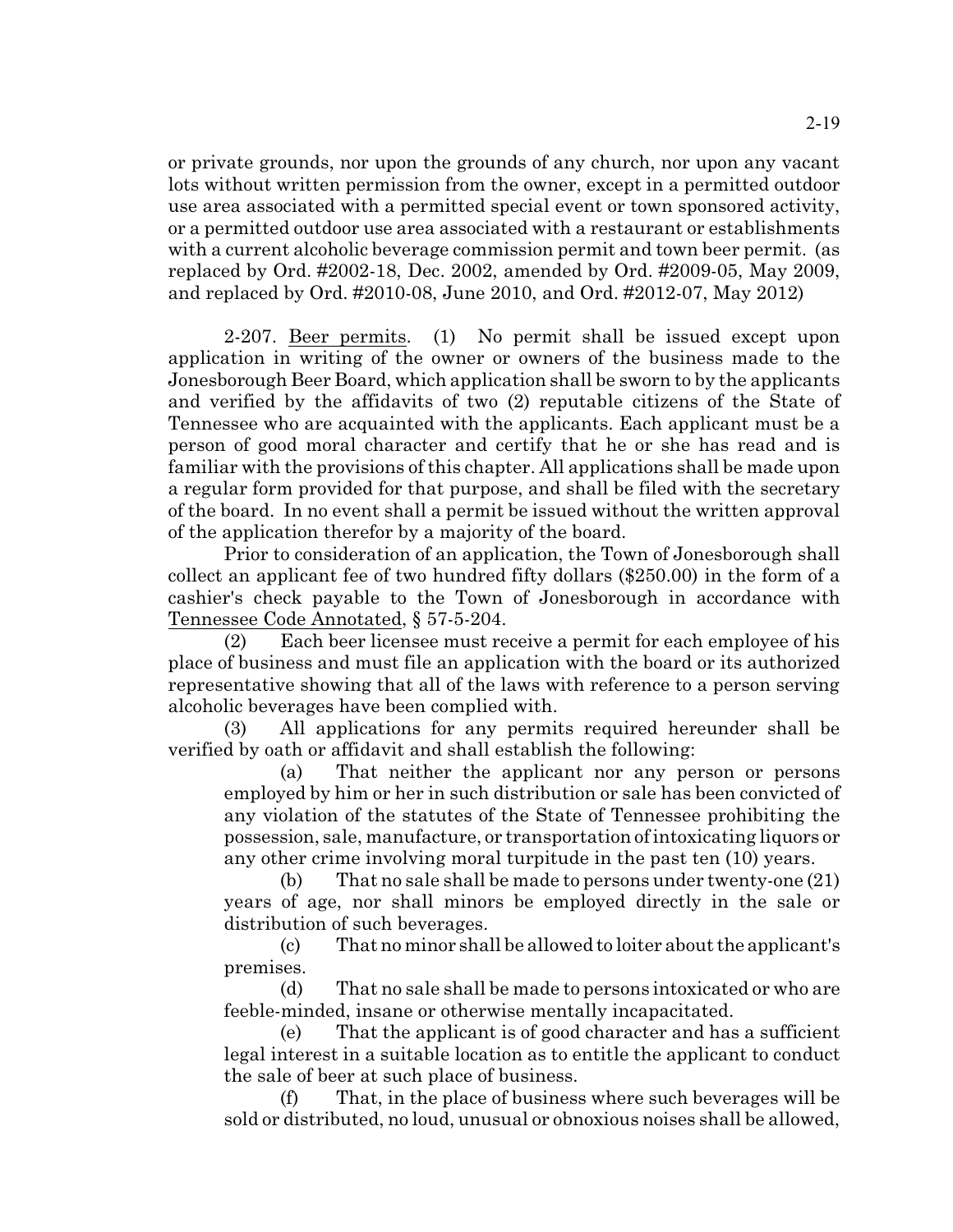or private grounds, nor upon the grounds of any church, nor upon any vacant lots without written permission from the owner, except in a permitted outdoor use area associated with a permitted special event or town sponsored activity, or a permitted outdoor use area associated with a restaurant or establishments with a current alcoholic beverage commission permit and town beer permit. (as replaced by Ord. #2002-18, Dec. 2002, amended by Ord. #2009-05, May 2009, and replaced by Ord. #2010-08, June 2010, and Ord. #2012-07, May 2012)

2-207. Beer permits. (1) No permit shall be issued except upon application in writing of the owner or owners of the business made to the Jonesborough Beer Board, which application shall be sworn to by the applicants and verified by the affidavits of two (2) reputable citizens of the State of Tennessee who are acquainted with the applicants. Each applicant must be a person of good moral character and certify that he or she has read and is familiar with the provisions of this chapter. All applications shall be made upon a regular form provided for that purpose, and shall be filed with the secretary of the board. In no event shall a permit be issued without the written approval of the application therefor by a majority of the board.

Prior to consideration of an application, the Town of Jonesborough shall collect an applicant fee of two hundred fifty dollars ($250.00) in the form of a cashier's check payable to the Town of Jonesborough in accordance with Tennessee Code Annotated, § 57-5-204.

(2) Each beer licensee must receive a permit for each employee of his place of business and must file an application with the board or its authorized representative showing that all of the laws with reference to a person serving alcoholic beverages have been complied with.

(3) All applications for any permits required hereunder shall be verified by oath or affidavit and shall establish the following:

(a) That neither the applicant nor any person or persons employed by him or her in such distribution or sale has been convicted of any violation of the statutes of the State of Tennessee prohibiting the possession, sale, manufacture, or transportation of intoxicating liquors or any other crime involving moral turpitude in the past ten (10) years.

(b) That no sale shall be made to persons under twenty-one (21) years of age, nor shall minors be employed directly in the sale or distribution of such beverages.

(c) That no minor shall be allowed to loiter about the applicant's premises.

(d) That no sale shall be made to persons intoxicated or who are feeble-minded, insane or otherwise mentally incapacitated.

(e) That the applicant is of good character and has a sufficient legal interest in a suitable location as to entitle the applicant to conduct the sale of beer at such place of business.

(f) That, in the place of business where such beverages will be sold or distributed, no loud, unusual or obnoxious noises shall be allowed,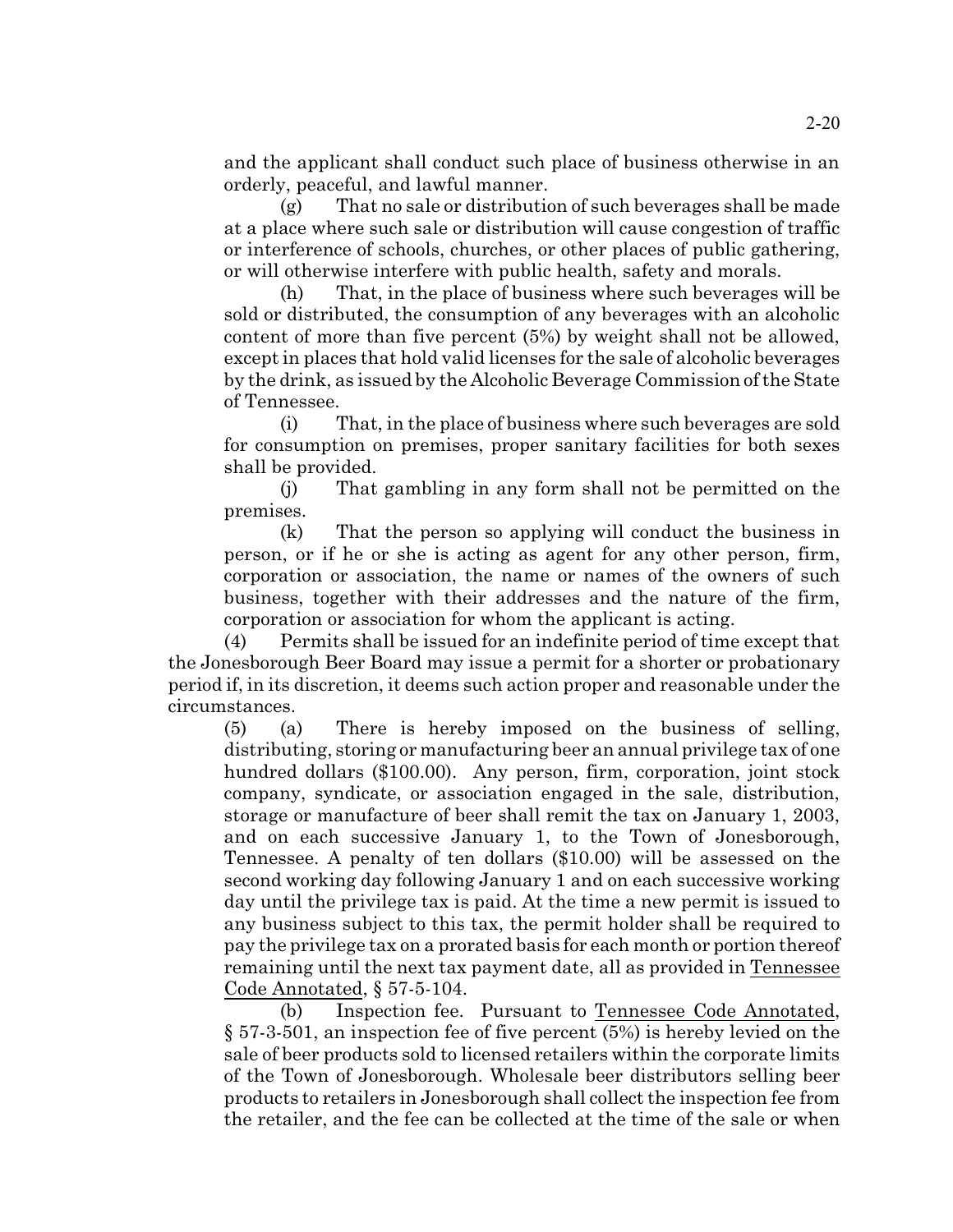and the applicant shall conduct such place of business otherwise in an orderly, peaceful, and lawful manner.

(g) That no sale or distribution of such beverages shall be made at a place where such sale or distribution will cause congestion of traffic or interference of schools, churches, or other places of public gathering, or will otherwise interfere with public health, safety and morals.

(h) That, in the place of business where such beverages will be sold or distributed, the consumption of any beverages with an alcoholic content of more than five percent (5%) by weight shall not be allowed, except in places that hold valid licenses for the sale of alcoholic beverages by the drink, as issued by the Alcoholic Beverage Commission of the State of Tennessee.

(i) That, in the place of business where such beverages are sold for consumption on premises, proper sanitary facilities for both sexes shall be provided.

(j) That gambling in any form shall not be permitted on the premises.

(k) That the person so applying will conduct the business in person, or if he or she is acting as agent for any other person, firm, corporation or association, the name or names of the owners of such business, together with their addresses and the nature of the firm, corporation or association for whom the applicant is acting.

(4) Permits shall be issued for an indefinite period of time except that the Jonesborough Beer Board may issue a permit for a shorter or probationary period if, in its discretion, it deems such action proper and reasonable under the circumstances.

(5) (a) There is hereby imposed on the business of selling, distributing, storing or manufacturing beer an annual privilege tax of one hundred dollars ($100.00). Any person, firm, corporation, joint stock company, syndicate, or association engaged in the sale, distribution, storage or manufacture of beer shall remit the tax on January 1, 2003, and on each successive January 1, to the Town of Jonesborough, Tennessee. A penalty of ten dollars ($10.00) will be assessed on the second working day following January 1 and on each successive working day until the privilege tax is paid. At the time a new permit is issued to any business subject to this tax, the permit holder shall be required to pay the privilege tax on a prorated basis for each month or portion thereof remaining until the next tax payment date, all as provided in Tennessee Code Annotated, § 57-5-104.

(b) Inspection fee. Pursuant to Tennessee Code Annotated, § 57-3-501, an inspection fee of five percent (5%) is hereby levied on the sale of beer products sold to licensed retailers within the corporate limits of the Town of Jonesborough. Wholesale beer distributors selling beer products to retailers in Jonesborough shall collect the inspection fee from the retailer, and the fee can be collected at the time of the sale or when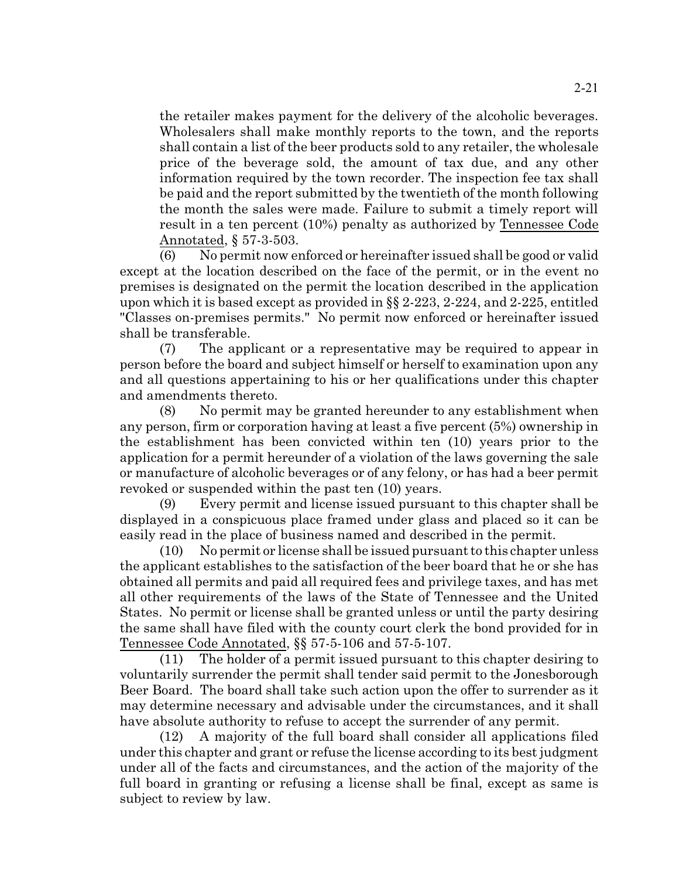the retailer makes payment for the delivery of the alcoholic beverages. Wholesalers shall make monthly reports to the town, and the reports shall contain a list of the beer products sold to any retailer, the wholesale price of the beverage sold, the amount of tax due, and any other information required by the town recorder. The inspection fee tax shall be paid and the report submitted by the twentieth of the month following the month the sales were made. Failure to submit a timely report will result in a ten percent (10%) penalty as authorized by Tennessee Code Annotated, § 57-3-503.

(6) No permit now enforced or hereinafter issued shall be good or valid except at the location described on the face of the permit, or in the event no premises is designated on the permit the location described in the application upon which it is based except as provided in §§ 2-223, 2-224, and 2-225, entitled "Classes on-premises permits." No permit now enforced or hereinafter issued shall be transferable.

(7) The applicant or a representative may be required to appear in person before the board and subject himself or herself to examination upon any and all questions appertaining to his or her qualifications under this chapter and amendments thereto.

(8) No permit may be granted hereunder to any establishment when any person, firm or corporation having at least a five percent (5%) ownership in the establishment has been convicted within ten (10) years prior to the application for a permit hereunder of a violation of the laws governing the sale or manufacture of alcoholic beverages or of any felony, or has had a beer permit revoked or suspended within the past ten (10) years.

(9) Every permit and license issued pursuant to this chapter shall be displayed in a conspicuous place framed under glass and placed so it can be easily read in the place of business named and described in the permit.

(10) No permit or license shall be issued pursuant to this chapter unless the applicant establishes to the satisfaction of the beer board that he or she has obtained all permits and paid all required fees and privilege taxes, and has met all other requirements of the laws of the State of Tennessee and the United States. No permit or license shall be granted unless or until the party desiring the same shall have filed with the county court clerk the bond provided for in Tennessee Code Annotated, §§ 57-5-106 and 57-5-107.

(11) The holder of a permit issued pursuant to this chapter desiring to voluntarily surrender the permit shall tender said permit to the Jonesborough Beer Board. The board shall take such action upon the offer to surrender as it may determine necessary and advisable under the circumstances, and it shall have absolute authority to refuse to accept the surrender of any permit.

(12) A majority of the full board shall consider all applications filed under this chapter and grant or refuse the license according to its best judgment under all of the facts and circumstances, and the action of the majority of the full board in granting or refusing a license shall be final, except as same is subject to review by law.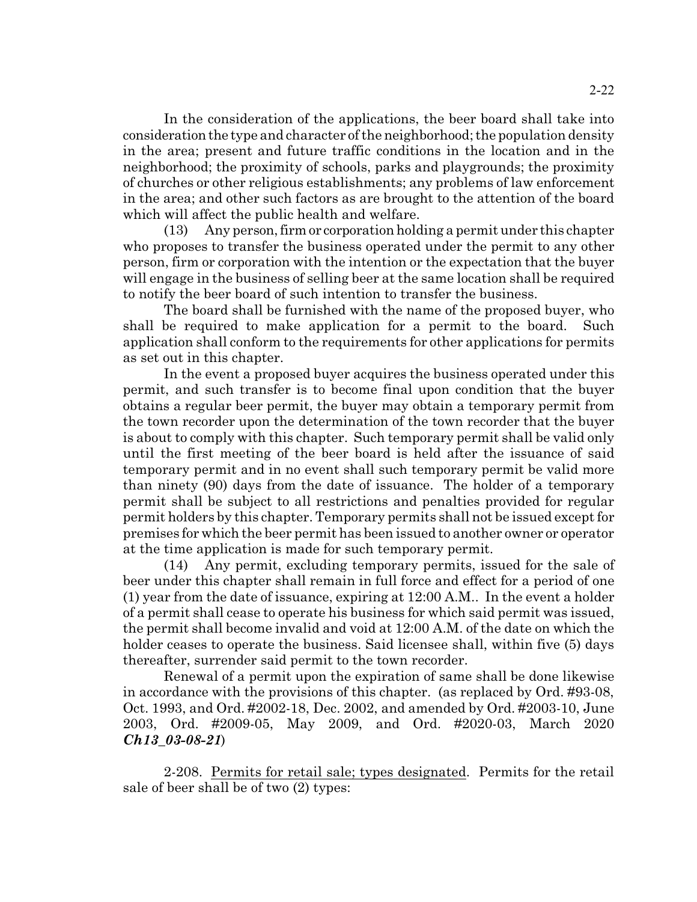In the consideration of the applications, the beer board shall take into consideration the type and character of the neighborhood; the population density in the area; present and future traffic conditions in the location and in the neighborhood; the proximity of schools, parks and playgrounds; the proximity of churches or other religious establishments; any problems of law enforcement in the area; and other such factors as are brought to the attention of the board which will affect the public health and welfare.

(13) Any person, firm or corporation holding a permit under this chapter who proposes to transfer the business operated under the permit to any other person, firm or corporation with the intention or the expectation that the buyer will engage in the business of selling beer at the same location shall be required to notify the beer board of such intention to transfer the business.

The board shall be furnished with the name of the proposed buyer, who shall be required to make application for a permit to the board. Such application shall conform to the requirements for other applications for permits as set out in this chapter.

In the event a proposed buyer acquires the business operated under this permit, and such transfer is to become final upon condition that the buyer obtains a regular beer permit, the buyer may obtain a temporary permit from the town recorder upon the determination of the town recorder that the buyer is about to comply with this chapter. Such temporary permit shall be valid only until the first meeting of the beer board is held after the issuance of said temporary permit and in no event shall such temporary permit be valid more than ninety (90) days from the date of issuance. The holder of a temporary permit shall be subject to all restrictions and penalties provided for regular permit holders by this chapter. Temporary permits shall not be issued except for premises for which the beer permit has been issued to another owner or operator at the time application is made for such temporary permit.

(14) Any permit, excluding temporary permits, issued for the sale of beer under this chapter shall remain in full force and effect for a period of one (1) year from the date of issuance, expiring at 12:00 A.M.. In the event a holder of a permit shall cease to operate his business for which said permit was issued, the permit shall become invalid and void at 12:00 A.M. of the date on which the holder ceases to operate the business. Said licensee shall, within five (5) days thereafter, surrender said permit to the town recorder.

Renewal of a permit upon the expiration of same shall be done likewise in accordance with the provisions of this chapter. (as replaced by Ord. #93-08, Oct. 1993, and Ord. #2002-18, Dec. 2002, and amended by Ord. #2003-10, June 2003, Ord. #2009-05, May 2009, and Ord. #2020-03, March 2020 ***Ch13_03-08-21***)

2-208. Permits for retail sale; types designated. Permits for the retail sale of beer shall be of two (2) types: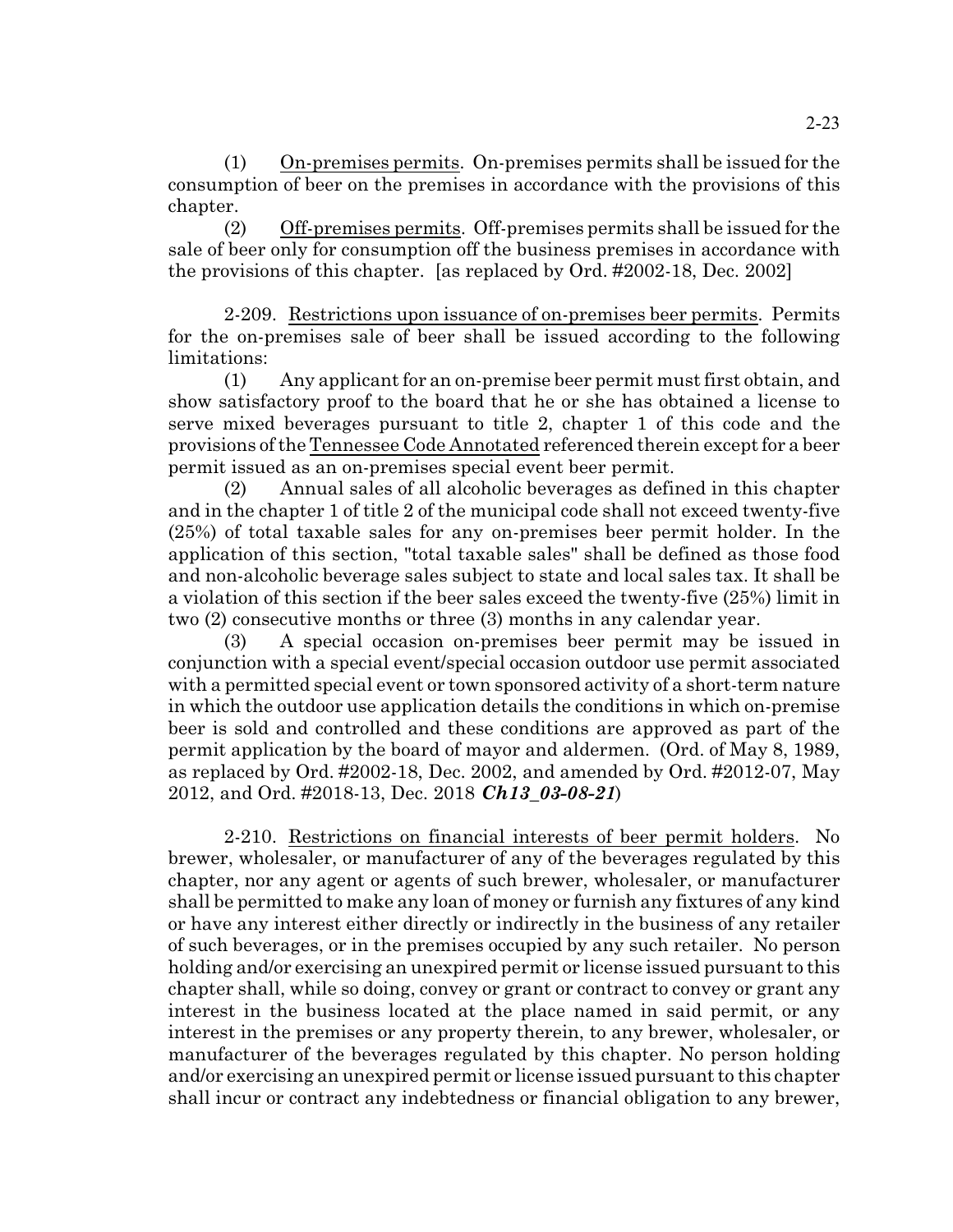(1) On-premises permits. On-premises permits shall be issued for the consumption of beer on the premises in accordance with the provisions of this chapter.

(2) Off-premises permits. Off-premises permits shall be issued for the sale of beer only for consumption off the business premises in accordance with the provisions of this chapter. [as replaced by Ord. #2002-18, Dec. 2002]

2-209. Restrictions upon issuance of on-premises beer permits. Permits for the on-premises sale of beer shall be issued according to the following limitations:

(1) Any applicant for an on-premise beer permit must first obtain, and show satisfactory proof to the board that he or she has obtained a license to serve mixed beverages pursuant to title 2, chapter 1 of this code and the provisions of the Tennessee Code Annotated referenced therein except for a beer permit issued as an on-premises special event beer permit.

(2) Annual sales of all alcoholic beverages as defined in this chapter and in the chapter 1 of title 2 of the municipal code shall not exceed twenty-five (25%) of total taxable sales for any on-premises beer permit holder. In the application of this section, "total taxable sales" shall be defined as those food and non-alcoholic beverage sales subject to state and local sales tax. It shall be a violation of this section if the beer sales exceed the twenty-five (25%) limit in two (2) consecutive months or three (3) months in any calendar year.

(3) A special occasion on-premises beer permit may be issued in conjunction with a special event/special occasion outdoor use permit associated with a permitted special event or town sponsored activity of a short-term nature in which the outdoor use application details the conditions in which on-premise beer is sold and controlled and these conditions are approved as part of the permit application by the board of mayor and aldermen. (Ord. of May 8, 1989, as replaced by Ord. #2002-18, Dec. 2002, and amended by Ord. #2012-07, May 2012, and Ord. #2018-13, Dec. 2018 ***Ch13_03-08-21***)

2-210. Restrictions on financial interests of beer permit holders. No brewer, wholesaler, or manufacturer of any of the beverages regulated by this chapter, nor any agent or agents of such brewer, wholesaler, or manufacturer shall be permitted to make any loan of money or furnish any fixtures of any kind or have any interest either directly or indirectly in the business of any retailer of such beverages, or in the premises occupied by any such retailer. No person holding and/or exercising an unexpired permit or license issued pursuant to this chapter shall, while so doing, convey or grant or contract to convey or grant any interest in the business located at the place named in said permit, or any interest in the premises or any property therein, to any brewer, wholesaler, or manufacturer of the beverages regulated by this chapter. No person holding and/or exercising an unexpired permit or license issued pursuant to this chapter shall incur or contract any indebtedness or financial obligation to any brewer,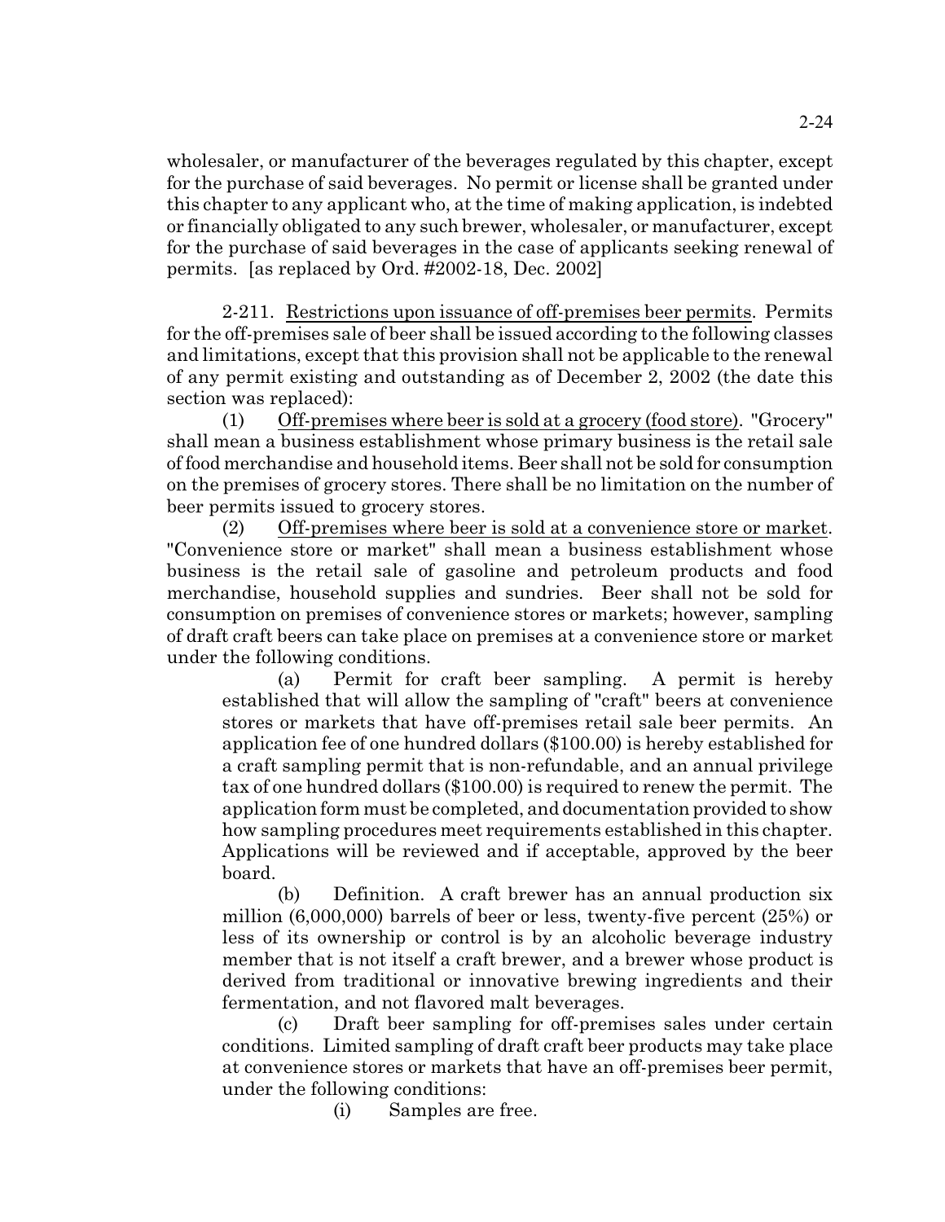wholesaler, or manufacturer of the beverages regulated by this chapter, except for the purchase of said beverages. No permit or license shall be granted under this chapter to any applicant who, at the time of making application, is indebted or financially obligated to any such brewer, wholesaler, or manufacturer, except for the purchase of said beverages in the case of applicants seeking renewal of permits. [as replaced by Ord. #2002-18, Dec. 2002]

2-211. Restrictions upon issuance of off-premises beer permits. Permits for the off-premises sale of beer shall be issued according to the following classes and limitations, except that this provision shall not be applicable to the renewal of any permit existing and outstanding as of December 2, 2002 (the date this section was replaced):

(1) Off-premises where beer is sold at a grocery (food store). "Grocery" shall mean a business establishment whose primary business is the retail sale of food merchandise and household items. Beer shall not be sold for consumption on the premises of grocery stores. There shall be no limitation on the number of beer permits issued to grocery stores.

(2) Off-premises where beer is sold at a convenience store or market. "Convenience store or market" shall mean a business establishment whose business is the retail sale of gasoline and petroleum products and food merchandise, household supplies and sundries. Beer shall not be sold for consumption on premises of convenience stores or markets; however, sampling of draft craft beers can take place on premises at a convenience store or market under the following conditions.

(a) Permit for craft beer sampling. A permit is hereby established that will allow the sampling of "craft" beers at convenience stores or markets that have off-premises retail sale beer permits. An application fee of one hundred dollars ($100.00) is hereby established for a craft sampling permit that is non-refundable, and an annual privilege tax of one hundred dollars ($100.00) is required to renew the permit. The application form must be completed, and documentation provided to show how sampling procedures meet requirements established in this chapter. Applications will be reviewed and if acceptable, approved by the beer board.

(b) Definition. A craft brewer has an annual production six million (6,000,000) barrels of beer or less, twenty-five percent (25%) or less of its ownership or control is by an alcoholic beverage industry member that is not itself a craft brewer, and a brewer whose product is derived from traditional or innovative brewing ingredients and their fermentation, and not flavored malt beverages.

(c) Draft beer sampling for off-premises sales under certain conditions. Limited sampling of draft craft beer products may take place at convenience stores or markets that have an off-premises beer permit, under the following conditions:

(i) Samples are free.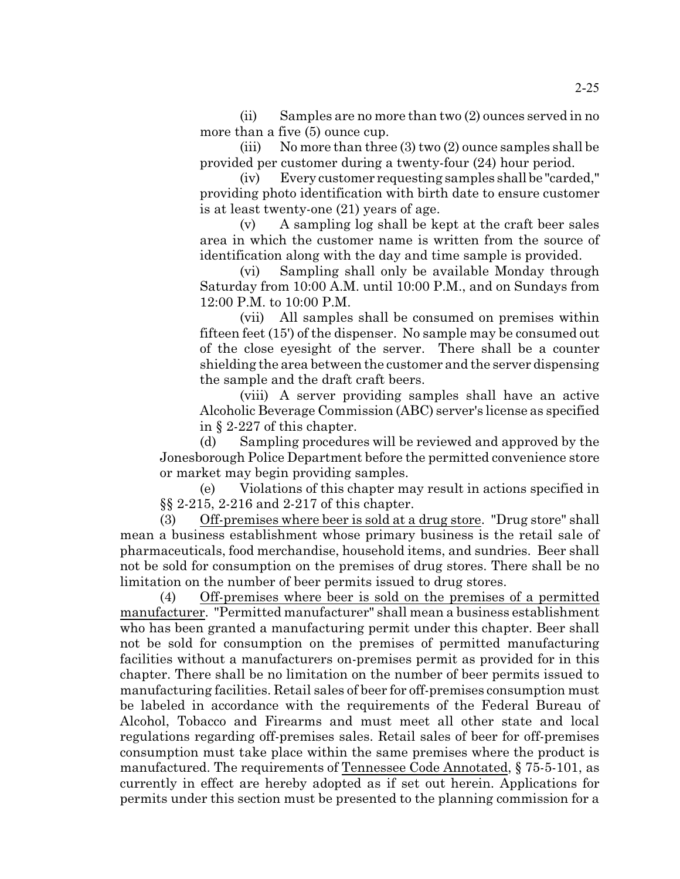(ii) Samples are no more than two (2) ounces served in no more than a five (5) ounce cup.

(iii) No more than three (3) two (2) ounce samples shall be provided per customer during a twenty-four (24) hour period.

(iv) Every customer requesting samples shall be "carded," providing photo identification with birth date to ensure customer is at least twenty-one (21) years of age.

(v) A sampling log shall be kept at the craft beer sales area in which the customer name is written from the source of identification along with the day and time sample is provided.

(vi) Sampling shall only be available Monday through Saturday from 10:00 A.M. until 10:00 P.M., and on Sundays from 12:00 P.M. to 10:00 P.M.

(vii) All samples shall be consumed on premises within fifteen feet (15') of the dispenser. No sample may be consumed out of the close eyesight of the server. There shall be a counter shielding the area between the customer and the server dispensing the sample and the draft craft beers.

(viii) A server providing samples shall have an active Alcoholic Beverage Commission (ABC) server's license as specified in § 2-227 of this chapter.

(d) Sampling procedures will be reviewed and approved by the Jonesborough Police Department before the permitted convenience store or market may begin providing samples.

(e) Violations of this chapter may result in actions specified in §§ 2-215, 2-216 and 2-217 of this chapter.

(3) Off-premises where beer is sold at a drug store. "Drug store" shall mean a business establishment whose primary business is the retail sale of pharmaceuticals, food merchandise, household items, and sundries. Beer shall not be sold for consumption on the premises of drug stores. There shall be no limitation on the number of beer permits issued to drug stores.

(4) Off-premises where beer is sold on the premises of a permitted manufacturer. "Permitted manufacturer" shall mean a business establishment who has been granted a manufacturing permit under this chapter. Beer shall not be sold for consumption on the premises of permitted manufacturing facilities without a manufacturers on-premises permit as provided for in this chapter. There shall be no limitation on the number of beer permits issued to manufacturing facilities. Retail sales of beer for off-premises consumption must be labeled in accordance with the requirements of the Federal Bureau of Alcohol, Tobacco and Firearms and must meet all other state and local regulations regarding off-premises sales. Retail sales of beer for off-premises consumption must take place within the same premises where the product is manufactured. The requirements of Tennessee Code Annotated, § 75-5-101, as currently in effect are hereby adopted as if set out herein. Applications for permits under this section must be presented to the planning commission for a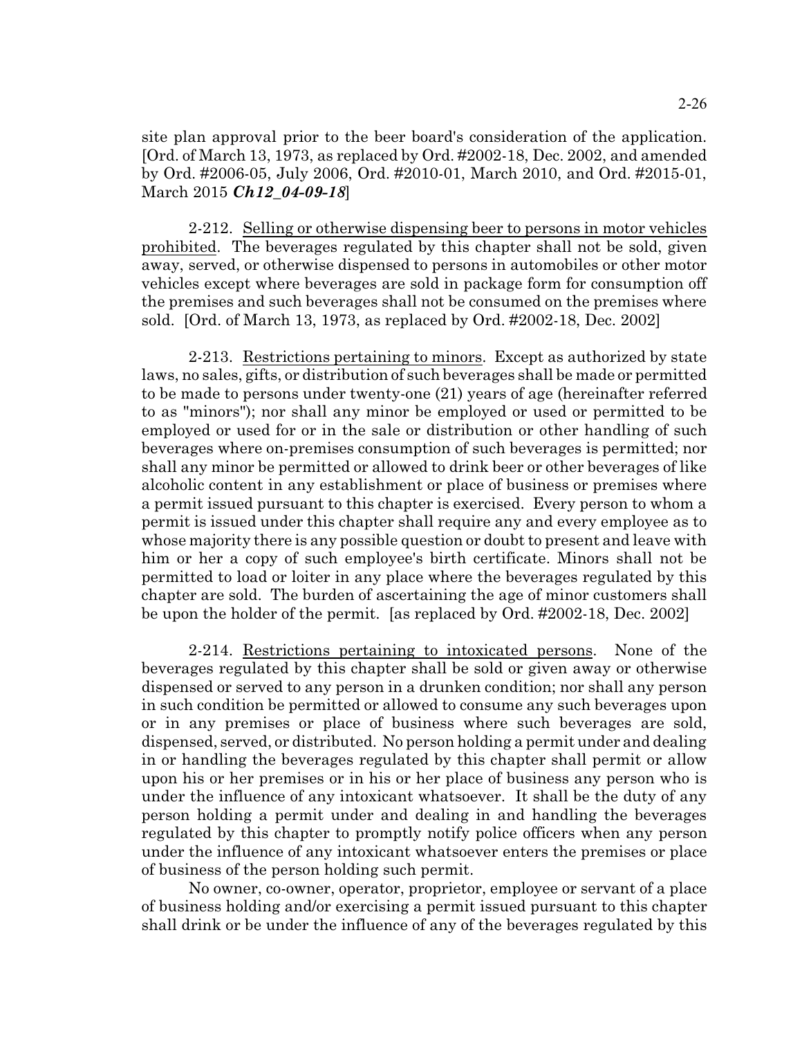site plan approval prior to the beer board's consideration of the application. [Ord. of March 13, 1973, as replaced by Ord. #2002-18, Dec. 2002, and amended by Ord. #2006-05, July 2006, Ord. #2010-01, March 2010, and Ord. #2015-01, March 2015 ***Ch12_04-09-18***]

2-212. Selling or otherwise dispensing beer to persons in motor vehicles prohibited. The beverages regulated by this chapter shall not be sold, given away, served, or otherwise dispensed to persons in automobiles or other motor vehicles except where beverages are sold in package form for consumption off the premises and such beverages shall not be consumed on the premises where sold. [Ord. of March 13, 1973, as replaced by Ord. #2002-18, Dec. 2002]

2-213. Restrictions pertaining to minors. Except as authorized by state laws, no sales, gifts, or distribution of such beverages shall be made or permitted to be made to persons under twenty-one (21) years of age (hereinafter referred to as "minors"); nor shall any minor be employed or used or permitted to be employed or used for or in the sale or distribution or other handling of such beverages where on-premises consumption of such beverages is permitted; nor shall any minor be permitted or allowed to drink beer or other beverages of like alcoholic content in any establishment or place of business or premises where a permit issued pursuant to this chapter is exercised. Every person to whom a permit is issued under this chapter shall require any and every employee as to whose majority there is any possible question or doubt to present and leave with him or her a copy of such employee's birth certificate. Minors shall not be permitted to load or loiter in any place where the beverages regulated by this chapter are sold. The burden of ascertaining the age of minor customers shall be upon the holder of the permit. [as replaced by Ord. #2002-18, Dec. 2002]

2-214. Restrictions pertaining to intoxicated persons. None of the beverages regulated by this chapter shall be sold or given away or otherwise dispensed or served to any person in a drunken condition; nor shall any person in such condition be permitted or allowed to consume any such beverages upon or in any premises or place of business where such beverages are sold, dispensed, served, or distributed. No person holding a permit under and dealing in or handling the beverages regulated by this chapter shall permit or allow upon his or her premises or in his or her place of business any person who is under the influence of any intoxicant whatsoever. It shall be the duty of any person holding a permit under and dealing in and handling the beverages regulated by this chapter to promptly notify police officers when any person under the influence of any intoxicant whatsoever enters the premises or place of business of the person holding such permit.

No owner, co-owner, operator, proprietor, employee or servant of a place of business holding and/or exercising a permit issued pursuant to this chapter shall drink or be under the influence of any of the beverages regulated by this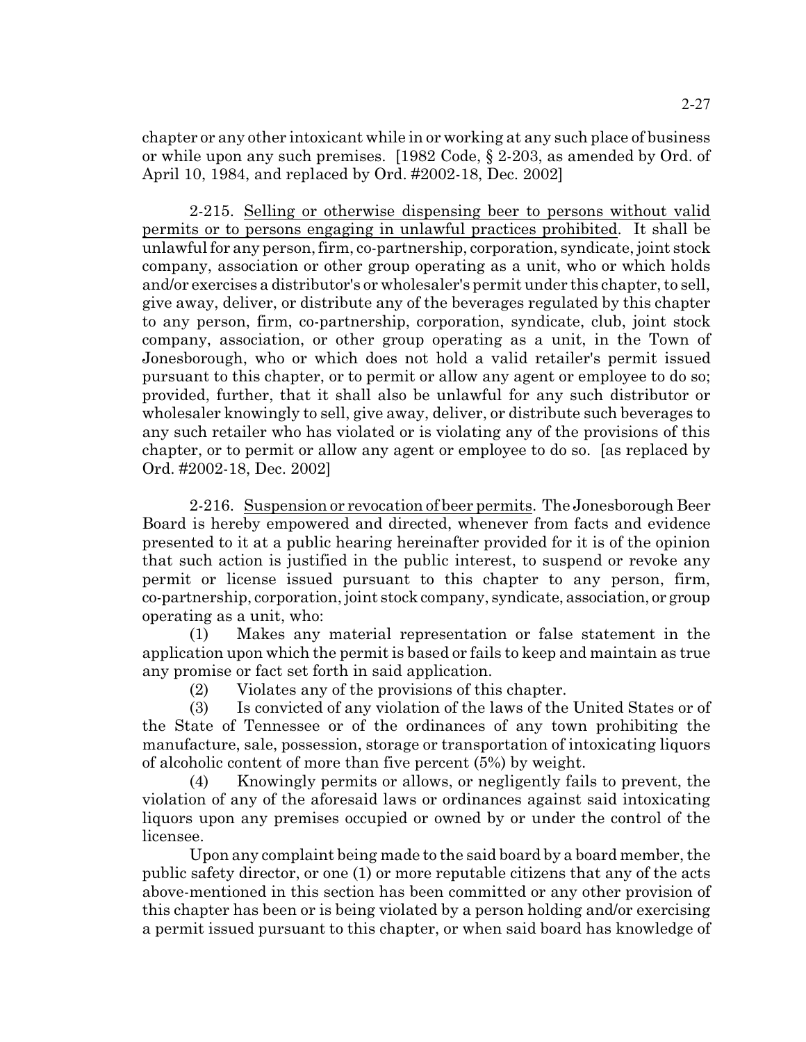chapter or any other intoxicant while in or working at any such place of business or while upon any such premises. [1982 Code, § 2-203, as amended by Ord. of April 10, 1984, and replaced by Ord. #2002-18, Dec. 2002]

2-215. Selling or otherwise dispensing beer to persons without valid permits or to persons engaging in unlawful practices prohibited. It shall be unlawful for any person, firm, co-partnership, corporation, syndicate, joint stock company, association or other group operating as a unit, who or which holds and/or exercises a distributor's or wholesaler's permit under this chapter, to sell, give away, deliver, or distribute any of the beverages regulated by this chapter to any person, firm, co-partnership, corporation, syndicate, club, joint stock company, association, or other group operating as a unit, in the Town of Jonesborough, who or which does not hold a valid retailer's permit issued pursuant to this chapter, or to permit or allow any agent or employee to do so; provided, further, that it shall also be unlawful for any such distributor or wholesaler knowingly to sell, give away, deliver, or distribute such beverages to any such retailer who has violated or is violating any of the provisions of this chapter, or to permit or allow any agent or employee to do so. [as replaced by Ord. #2002-18, Dec. 2002]

2-216. Suspension or revocation of beer permits. The Jonesborough Beer Board is hereby empowered and directed, whenever from facts and evidence presented to it at a public hearing hereinafter provided for it is of the opinion that such action is justified in the public interest, to suspend or revoke any permit or license issued pursuant to this chapter to any person, firm, co-partnership, corporation, joint stock company, syndicate, association, or group operating as a unit, who:

(1) Makes any material representation or false statement in the application upon which the permit is based or fails to keep and maintain as true any promise or fact set forth in said application.

(2) Violates any of the provisions of this chapter.

(3) Is convicted of any violation of the laws of the United States or of the State of Tennessee or of the ordinances of any town prohibiting the manufacture, sale, possession, storage or transportation of intoxicating liquors of alcoholic content of more than five percent (5%) by weight.

(4) Knowingly permits or allows, or negligently fails to prevent, the violation of any of the aforesaid laws or ordinances against said intoxicating liquors upon any premises occupied or owned by or under the control of the licensee.

Upon any complaint being made to the said board by a board member, the public safety director, or one (1) or more reputable citizens that any of the acts above-mentioned in this section has been committed or any other provision of this chapter has been or is being violated by a person holding and/or exercising a permit issued pursuant to this chapter, or when said board has knowledge of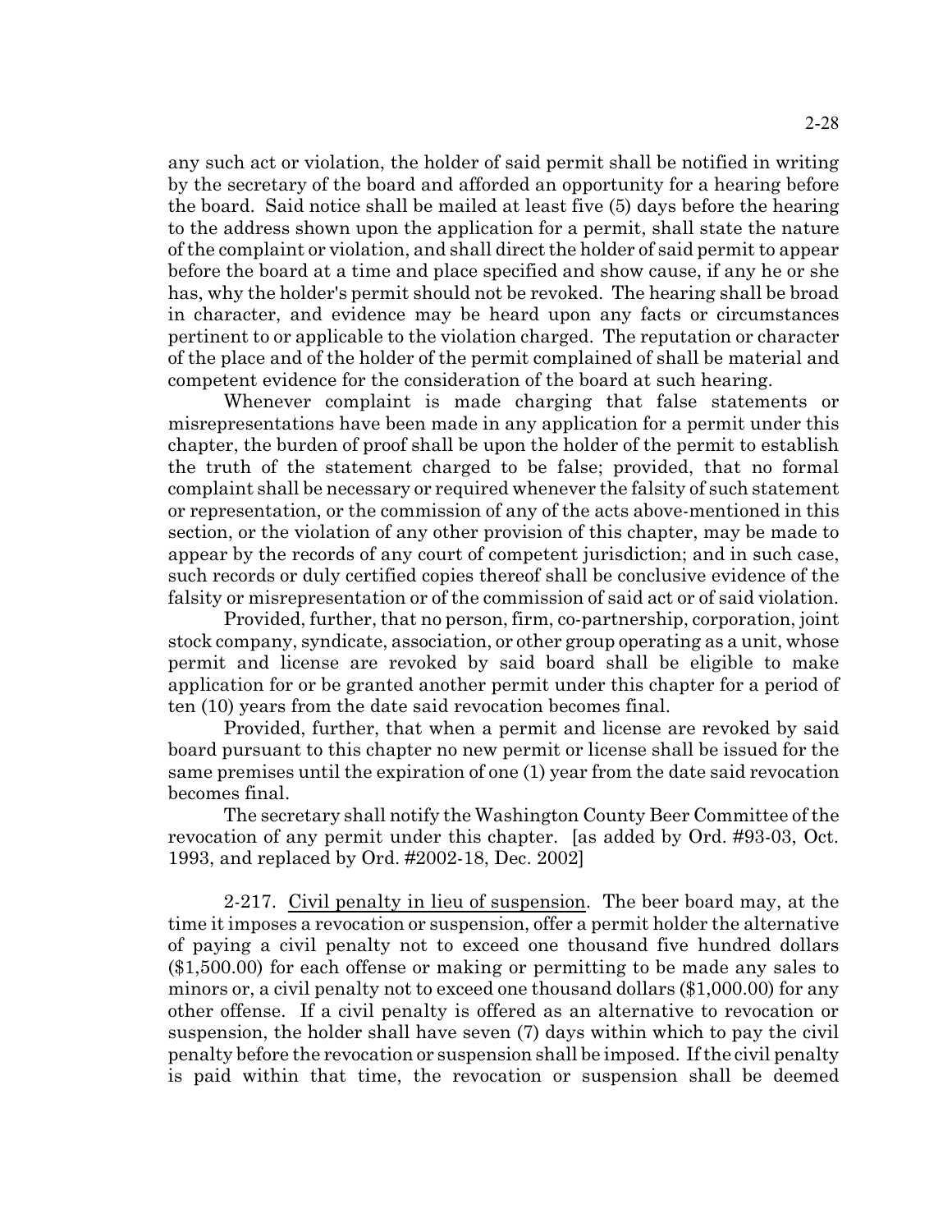any such act or violation, the holder of said permit shall be notified in writing by the secretary of the board and afforded an opportunity for a hearing before the board. Said notice shall be mailed at least five (5) days before the hearing to the address shown upon the application for a permit, shall state the nature of the complaint or violation, and shall direct the holder of said permit to appear before the board at a time and place specified and show cause, if any he or she has, why the holder's permit should not be revoked. The hearing shall be broad in character, and evidence may be heard upon any facts or circumstances pertinent to or applicable to the violation charged. The reputation or character of the place and of the holder of the permit complained of shall be material and competent evidence for the consideration of the board at such hearing.

Whenever complaint is made charging that false statements or misrepresentations have been made in any application for a permit under this chapter, the burden of proof shall be upon the holder of the permit to establish the truth of the statement charged to be false; provided, that no formal complaint shall be necessary or required whenever the falsity of such statement or representation, or the commission of any of the acts above-mentioned in this section, or the violation of any other provision of this chapter, may be made to appear by the records of any court of competent jurisdiction; and in such case, such records or duly certified copies thereof shall be conclusive evidence of the falsity or misrepresentation or of the commission of said act or of said violation.

Provided, further, that no person, firm, co-partnership, corporation, joint stock company, syndicate, association, or other group operating as a unit, whose permit and license are revoked by said board shall be eligible to make application for or be granted another permit under this chapter for a period of ten (10) years from the date said revocation becomes final.

Provided, further, that when a permit and license are revoked by said board pursuant to this chapter no new permit or license shall be issued for the same premises until the expiration of one (1) year from the date said revocation becomes final.

The secretary shall notify the Washington County Beer Committee of the revocation of any permit under this chapter. [as added by Ord. #93-03, Oct. 1993, and replaced by Ord. #2002-18, Dec. 2002]

2-217. Civil penalty in lieu of suspension. The beer board may, at the time it imposes a revocation or suspension, offer a permit holder the alternative of paying a civil penalty not to exceed one thousand five hundred dollars ($1,500.00) for each offense or making or permitting to be made any sales to minors or, a civil penalty not to exceed one thousand dollars ($1,000.00) for any other offense. If a civil penalty is offered as an alternative to revocation or suspension, the holder shall have seven (7) days within which to pay the civil penalty before the revocation or suspension shall be imposed. If the civil penalty is paid within that time, the revocation or suspension shall be deemed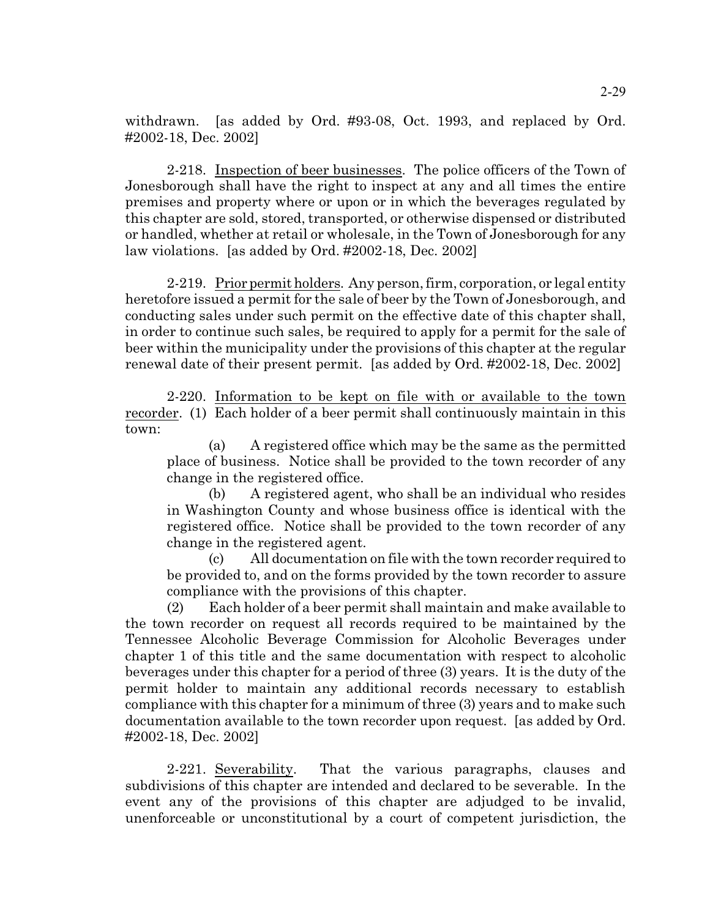withdrawn. [as added by Ord. #93-08, Oct. 1993, and replaced by Ord. #2002-18, Dec. 2002]

2-218. Inspection of beer businesses. The police officers of the Town of Jonesborough shall have the right to inspect at any and all times the entire premises and property where or upon or in which the beverages regulated by this chapter are sold, stored, transported, or otherwise dispensed or distributed or handled, whether at retail or wholesale, in the Town of Jonesborough for any law violations. [as added by Ord. #2002-18, Dec. 2002]

2-219. Prior permit holders. Any person, firm, corporation, or legal entity heretofore issued a permit for the sale of beer by the Town of Jonesborough, and conducting sales under such permit on the effective date of this chapter shall, in order to continue such sales, be required to apply for a permit for the sale of beer within the municipality under the provisions of this chapter at the regular renewal date of their present permit. [as added by Ord. #2002-18, Dec. 2002]

2-220. Information to be kept on file with or available to the town recorder. (1) Each holder of a beer permit shall continuously maintain in this town:

(a) A registered office which may be the same as the permitted place of business. Notice shall be provided to the town recorder of any change in the registered office.

(b) A registered agent, who shall be an individual who resides in Washington County and whose business office is identical with the registered office. Notice shall be provided to the town recorder of any change in the registered agent.

(c) All documentation on file with the town recorder required to be provided to, and on the forms provided by the town recorder to assure compliance with the provisions of this chapter.

(2) Each holder of a beer permit shall maintain and make available to the town recorder on request all records required to be maintained by the Tennessee Alcoholic Beverage Commission for Alcoholic Beverages under chapter 1 of this title and the same documentation with respect to alcoholic beverages under this chapter for a period of three (3) years. It is the duty of the permit holder to maintain any additional records necessary to establish compliance with this chapter for a minimum of three (3) years and to make such documentation available to the town recorder upon request. [as added by Ord. #2002-18, Dec. 2002]

2-221. Severability. That the various paragraphs, clauses and subdivisions of this chapter are intended and declared to be severable. In the event any of the provisions of this chapter are adjudged to be invalid, unenforceable or unconstitutional by a court of competent jurisdiction, the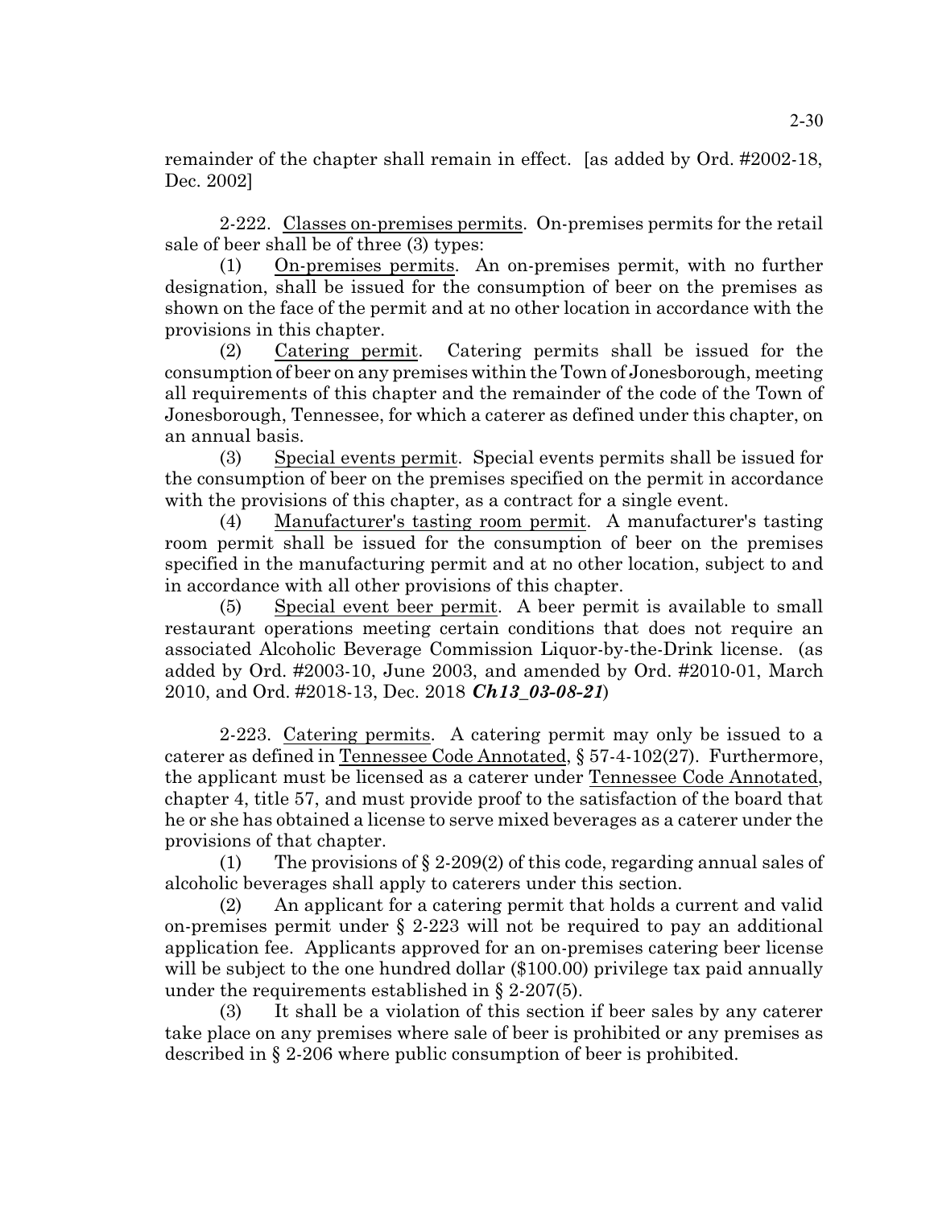remainder of the chapter shall remain in effect. [as added by Ord. #2002-18, Dec. 2002]

2-222. Classes on-premises permits. On-premises permits for the retail sale of beer shall be of three (3) types:

(1) On-premises permits. An on-premises permit, with no further designation, shall be issued for the consumption of beer on the premises as shown on the face of the permit and at no other location in accordance with the provisions in this chapter.

(2) Catering permit. Catering permits shall be issued for the consumption of beer on any premises within the Town of Jonesborough, meeting all requirements of this chapter and the remainder of the code of the Town of Jonesborough, Tennessee, for which a caterer as defined under this chapter, on an annual basis.

(3) Special events permit. Special events permits shall be issued for the consumption of beer on the premises specified on the permit in accordance with the provisions of this chapter, as a contract for a single event.

(4) Manufacturer's tasting room permit. A manufacturer's tasting room permit shall be issued for the consumption of beer on the premises specified in the manufacturing permit and at no other location, subject to and in accordance with all other provisions of this chapter.

(5) Special event beer permit. A beer permit is available to small restaurant operations meeting certain conditions that does not require an associated Alcoholic Beverage Commission Liquor-by-the-Drink license. (as added by Ord. #2003-10, June 2003, and amended by Ord. #2010-01, March 2010, and Ord. #2018-13, Dec. 2018 ***Ch13_03-08-21***)

2-223. Catering permits. A catering permit may only be issued to a caterer as defined in Tennessee Code Annotated, § 57-4-102(27). Furthermore, the applicant must be licensed as a caterer under Tennessee Code Annotated, chapter 4, title 57, and must provide proof to the satisfaction of the board that he or she has obtained a license to serve mixed beverages as a caterer under the provisions of that chapter.

(1) The provisions of § 2-209(2) of this code, regarding annual sales of alcoholic beverages shall apply to caterers under this section.

(2) An applicant for a catering permit that holds a current and valid on-premises permit under § 2-223 will not be required to pay an additional application fee. Applicants approved for an on-premises catering beer license will be subject to the one hundred dollar ($100.00) privilege tax paid annually under the requirements established in § 2-207(5).

(3) It shall be a violation of this section if beer sales by any caterer take place on any premises where sale of beer is prohibited or any premises as described in § 2-206 where public consumption of beer is prohibited.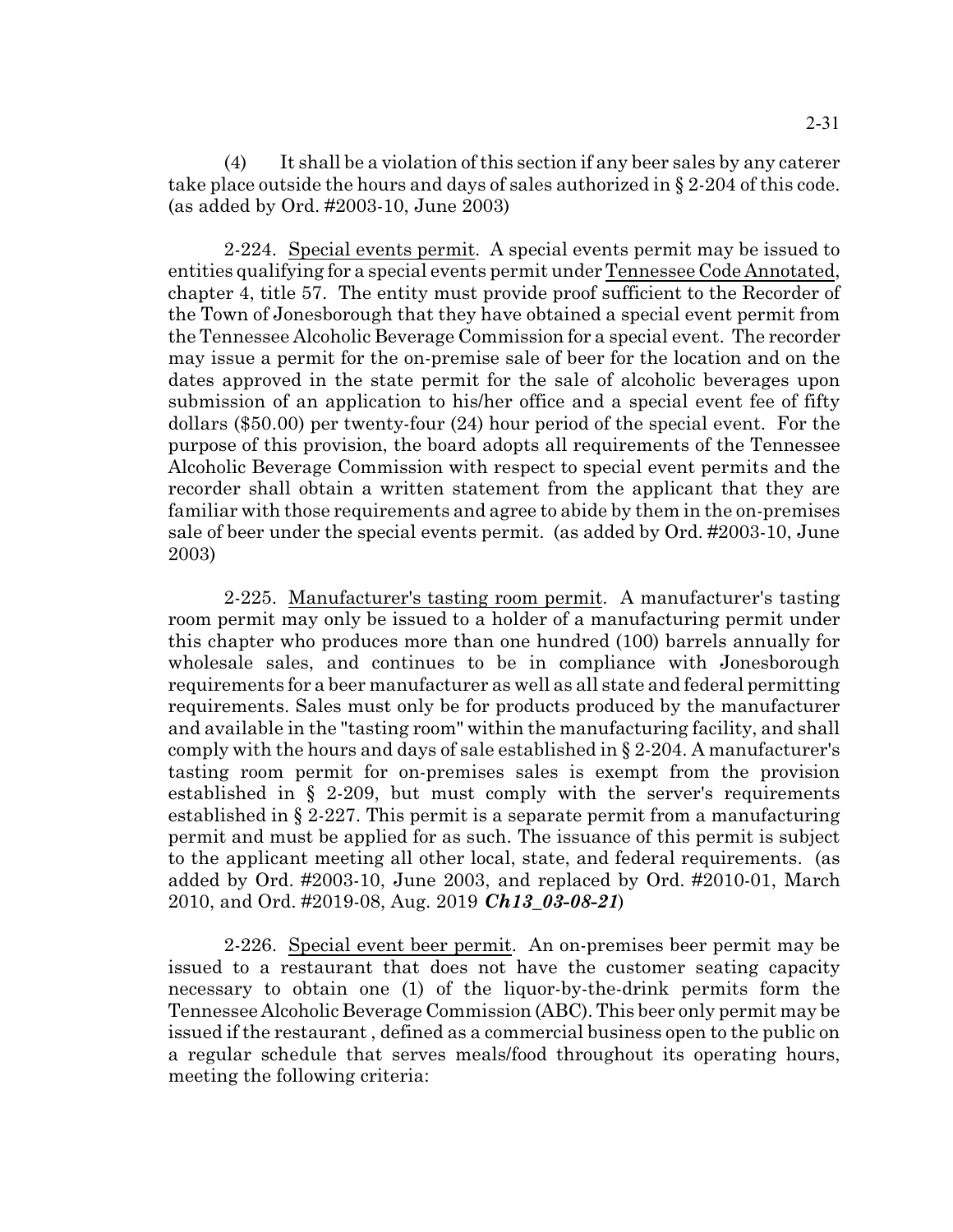(4) It shall be a violation of this section if any beer sales by any caterer take place outside the hours and days of sales authorized in § 2-204 of this code. (as added by Ord. #2003-10, June 2003)

2-224. Special events permit. A special events permit may be issued to entities qualifying for a special events permit under Tennessee Code Annotated, chapter 4, title 57. The entity must provide proof sufficient to the Recorder of the Town of Jonesborough that they have obtained a special event permit from the Tennessee Alcoholic Beverage Commission for a special event. The recorder may issue a permit for the on-premise sale of beer for the location and on the dates approved in the state permit for the sale of alcoholic beverages upon submission of an application to his/her office and a special event fee of fifty dollars ($50.00) per twenty-four (24) hour period of the special event. For the purpose of this provision, the board adopts all requirements of the Tennessee Alcoholic Beverage Commission with respect to special event permits and the recorder shall obtain a written statement from the applicant that they are familiar with those requirements and agree to abide by them in the on-premises sale of beer under the special events permit. (as added by Ord. #2003-10, June 2003)

2-225. Manufacturer's tasting room permit. A manufacturer's tasting room permit may only be issued to a holder of a manufacturing permit under this chapter who produces more than one hundred (100) barrels annually for wholesale sales, and continues to be in compliance with Jonesborough requirements for a beer manufacturer as well as all state and federal permitting requirements. Sales must only be for products produced by the manufacturer and available in the "tasting room" within the manufacturing facility, and shall comply with the hours and days of sale established in § 2-204. A manufacturer's tasting room permit for on-premises sales is exempt from the provision established in § 2-209, but must comply with the server's requirements established in § 2-227. This permit is a separate permit from a manufacturing permit and must be applied for as such. The issuance of this permit is subject to the applicant meeting all other local, state, and federal requirements. (as added by Ord. #2003-10, June 2003, and replaced by Ord. #2010-01, March 2010, and Ord. #2019-08, Aug. 2019 ***Ch13_03-08-21***)

2-226. Special event beer permit. An on-premises beer permit may be issued to a restaurant that does not have the customer seating capacity necessary to obtain one (1) of the liquor-by-the-drink permits form the Tennessee Alcoholic Beverage Commission (ABC). This beer only permit may be issued if the restaurant , defined as a commercial business open to the public on a regular schedule that serves meals/food throughout its operating hours, meeting the following criteria: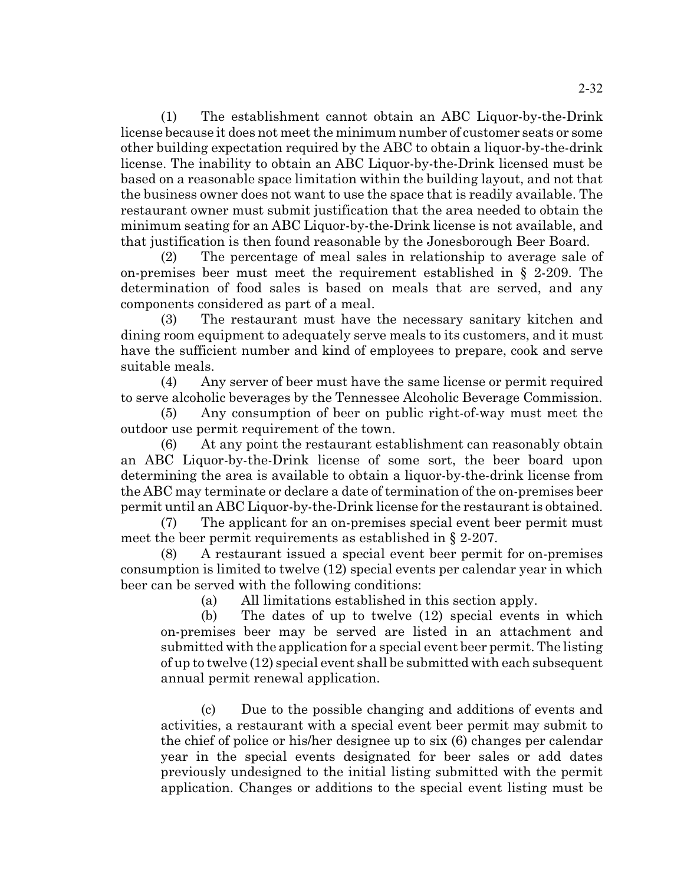(1) The establishment cannot obtain an ABC Liquor-by-the-Drink license because it does not meet the minimum number of customer seats or some other building expectation required by the ABC to obtain a liquor-by-the-drink license. The inability to obtain an ABC Liquor-by-the-Drink licensed must be based on a reasonable space limitation within the building layout, and not that the business owner does not want to use the space that is readily available. The restaurant owner must submit justification that the area needed to obtain the minimum seating for an ABC Liquor-by-the-Drink license is not available, and that justification is then found reasonable by the Jonesborough Beer Board.

(2) The percentage of meal sales in relationship to average sale of on-premises beer must meet the requirement established in § 2-209. The determination of food sales is based on meals that are served, and any components considered as part of a meal.

(3) The restaurant must have the necessary sanitary kitchen and dining room equipment to adequately serve meals to its customers, and it must have the sufficient number and kind of employees to prepare, cook and serve suitable meals.

(4) Any server of beer must have the same license or permit required to serve alcoholic beverages by the Tennessee Alcoholic Beverage Commission.

(5) Any consumption of beer on public right-of-way must meet the outdoor use permit requirement of the town.

(6) At any point the restaurant establishment can reasonably obtain an ABC Liquor-by-the-Drink license of some sort, the beer board upon determining the area is available to obtain a liquor-by-the-drink license from the ABC may terminate or declare a date of termination of the on-premises beer permit until an ABC Liquor-by-the-Drink license for the restaurant is obtained.

(7) The applicant for an on-premises special event beer permit must meet the beer permit requirements as established in § 2-207.

(8) A restaurant issued a special event beer permit for on-premises consumption is limited to twelve (12) special events per calendar year in which beer can be served with the following conditions:

(a) All limitations established in this section apply.

(b) The dates of up to twelve (12) special events in which on-premises beer may be served are listed in an attachment and submitted with the application for a special event beer permit. The listing of up to twelve (12) special event shall be submitted with each subsequent annual permit renewal application.

(c) Due to the possible changing and additions of events and activities, a restaurant with a special event beer permit may submit to the chief of police or his/her designee up to six (6) changes per calendar year in the special events designated for beer sales or add dates previously undesigned to the initial listing submitted with the permit application. Changes or additions to the special event listing must be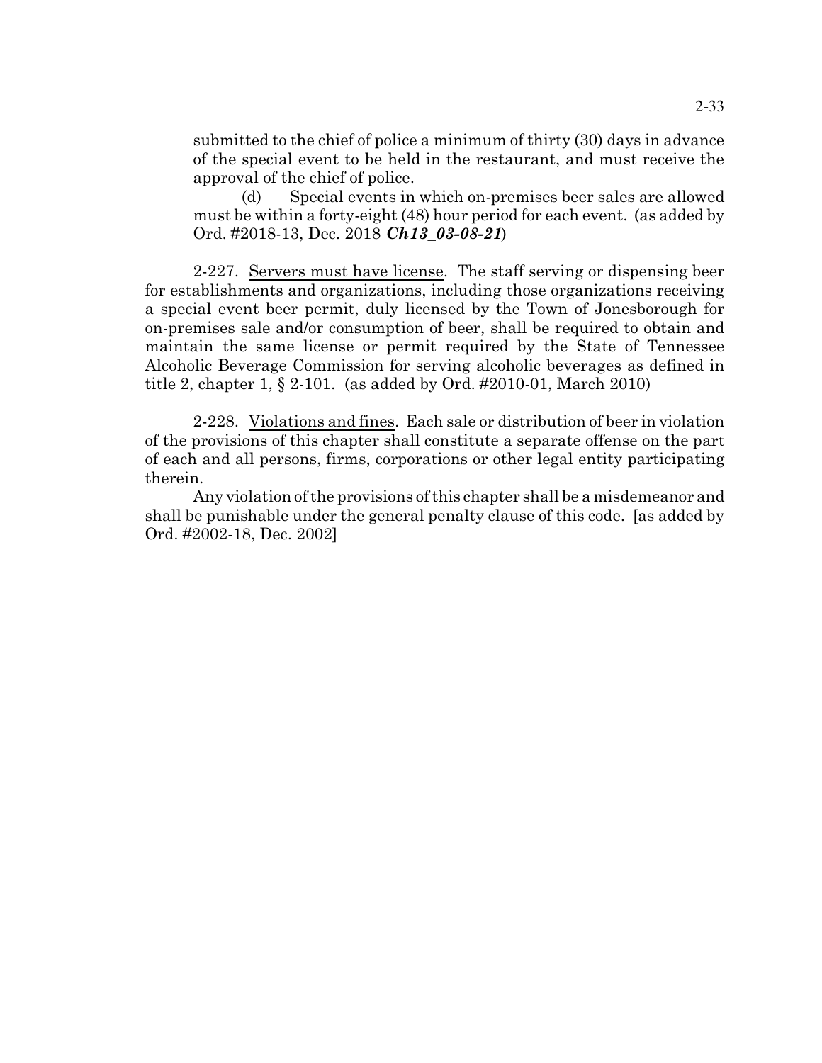submitted to the chief of police a minimum of thirty (30) days in advance of the special event to be held in the restaurant, and must receive the approval of the chief of police.

(d) Special events in which on-premises beer sales are allowed must be within a forty-eight (48) hour period for each event. (as added by Ord. #2018-13, Dec. 2018 ***Ch13_03-08-21***)

2-227. Servers must have license. The staff serving or dispensing beer for establishments and organizations, including those organizations receiving a special event beer permit, duly licensed by the Town of Jonesborough for on-premises sale and/or consumption of beer, shall be required to obtain and maintain the same license or permit required by the State of Tennessee Alcoholic Beverage Commission for serving alcoholic beverages as defined in title 2, chapter 1, § 2-101. (as added by Ord. #2010-01, March 2010)

2-228. Violations and fines. Each sale or distribution of beer in violation of the provisions of this chapter shall constitute a separate offense on the part of each and all persons, firms, corporations or other legal entity participating therein.

Any violation of the provisions of this chapter shall be a misdemeanor and shall be punishable under the general penalty clause of this code. [as added by Ord. #2002-18, Dec. 2002]